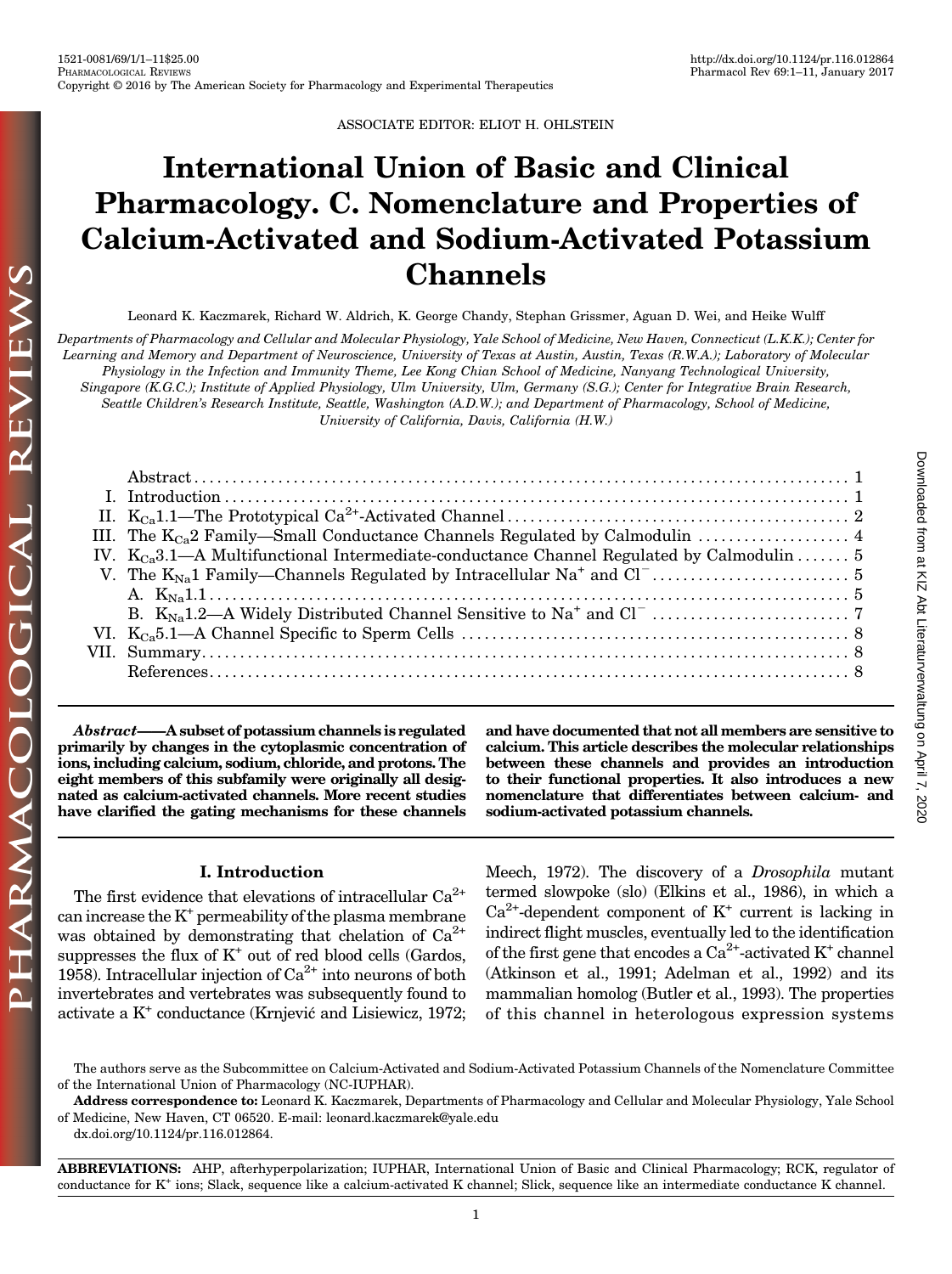ASSOCIATE EDITOR: ELIOT H. OHLSTEIN

# International Union of Basic and Clinical Pharmacology. C. Nomenclature and Properties of Calcium-Activated and Sodium-Activated Potassium Channels

Leonard K. Kaczmarek, Richard W. Aldrich, K. George Chandy, Stephan Grissmer, Aguan D. Wei, and Heike Wulff

*Departments of Pharmacology and Cellular and Molecular Physiology, Yale School of Medicine, New Haven, Connecticut (L.K.K.); Center for Learning and Memory and Department of Neuroscience, University of Texas at Austin, Austin, Texas (R.W.A.); Laboratory of Molecular Physiology in the Infection and Immunity Theme, Lee Kong Chian School of Medicine, Nanyang Technological University, Singapore (K.G.C.); Institute of Applied Physiology, Ulm University, Ulm, Germany (S.G.); Center for Integrative Brain Research, Seattle Children's Research Institute, Seattle, Washington (A.D.W.); and Department of Pharmacology, School of Medicine, University of California, Davis, California (H.W.)*

| | | |
|---|---|---|
| | Abstract | 1 |
| I. | Introduction | 1 |
| II. | $K_{Ca}1.1$—The Prototypical $Ca^{2+}$-Activated Channel | 2 |
| III. | The $K_{Ca}2$ Family—Small Conductance Channels Regulated by Calmodulin | 4 |
| IV. | $K_{Ca}3.1$—A Multifunctional Intermediate-conductance Channel Regulated by Calmodulin | 5 |
| V. | The $K_{Na}1$ Family—Channels Regulated by Intracellular $Na^+$ and $Cl^-$ | 5 |
| | A. $K_{Na}1.1$ | 5 |
| | B. $K_{Na}1.2$—A Widely Distributed Channel Sensitive to $Na^+$ and $Cl^-$ | 7 |
| VI. | $K_{Ca}5.1$—A Channel Specific to Sperm Cells | 8 |
| VII. | Summary | 8 |
| | References | 8 |

***Abstract*——A subset of potassium channels is regulated primarily by changes in the cytoplasmic concentration of ions, including calcium, sodium, chloride, and protons. The eight members of this subfamily were originally all designated as calcium-activated channels. More recent studies have clarified the gating mechanisms for these channels and have documented that not all members are sensitive to calcium. This article describes the molecular relationships between these channels and provides an introduction to their functional properties. It also introduces a new nomenclature that differentiates between calcium- and sodium-activated potassium channels.**

## I. Introduction

The first evidence that elevations of intracellular $Ca^{2+}$ can increase the $K^+$ permeability of the plasma membrane was obtained by demonstrating that chelation of $Ca^{2+}$ suppresses the flux of $K^+$ out of red blood cells (Gardos, 1958). Intracellular injection of $Ca^{2+}$ into neurons of both invertebrates and vertebrates was subsequently found to activate a $K^+$ conductance (Krnjević and Lisiewicz, 1972; Meech, 1972). The discovery of a *Drosophila* mutant termed slowpoke (slo) (Elkins et al., 1986), in which a $Ca^{2+}$-dependent component of $K^+$ current is lacking in indirect flight muscles, eventually led to the identification of the first gene that encodes a $Ca^{2+}$-activated $K^+$ channel (Atkinson et al., 1991; Adelman et al., 1992) and its mammalian homolog (Butler et al., 1993). The properties of this channel in heterologous expression systems

The authors serve as the Subcommittee on Calcium-Activated and Sodium-Activated Potassium Channels of the Nomenclature Committee of the International Union of Pharmacology (NC-IUPHAR).

**Address correspondence to:** Leonard K. Kaczmarek, Departments of Pharmacology and Cellular and Molecular Physiology, Yale School of Medicine, New Haven, CT 06520. E-mail: leonard.kaczmarek@yale.edu

dx.doi.org/10.1124/pr.116.012864.

**ABBREVIATIONS:** AHP, afterhyperpolarization; IUPHAR, International Union of Basic and Clinical Pharmacology; RCK, regulator of conductance for $K^+$ ions; Slack, sequence like a calcium-activated K channel; Slick, sequence like an intermediate conductance K channel.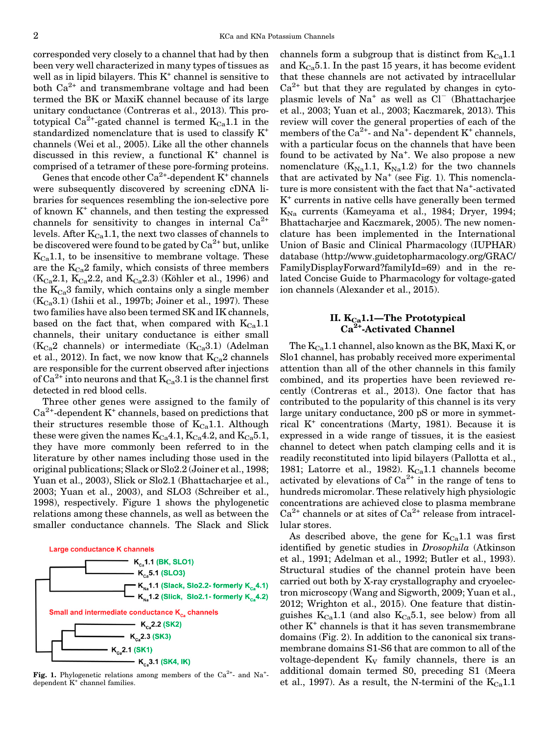corresponded very closely to a channel that had by then been very well characterized in many types of tissues as well as in lipid bilayers. This $K^+$ channel is sensitive to both $Ca^{2+}$ and transmembrane voltage and had been termed the BK or MaxiK channel because of its large unitary conductance (Contreras et al., 2013). This prototypical $Ca^{2+}$-gated channel is termed $K_{Ca}1.1$ in the standardized nomenclature that is used to classify $K^+$ channels (Wei et al., 2005). Like all the other channels discussed in this review, a functional $K^+$ channel is comprised of a tetramer of these pore-forming proteins.

Genes that encode other $Ca^{2+}$-dependent $K^+$ channels were subsequently discovered by screening cDNA libraries for sequences resembling the ion-selective pore of known $K^+$ channels, and then testing the expressed channels for sensitivity to changes in internal $Ca^{2+}$ levels. After $K_{Ca}1.1$, the next two classes of channels to be discovered were found to be gated by $Ca^{2+}$ but, unlike $K_{Ca}1.1$, to be insensitive to membrane voltage. These are the $K_{Ca}2$ family, which consists of three members ($K_{Ca}2.1$, $K_{Ca}2.2$, and $K_{Ca}2.3$) (Köhler et al., 1996) and the $K_{Ca}3$ family, which contains only a single member ($K_{Ca}3.1$) (Ishii et al., 1997b; Joiner et al., 1997). These two families have also been termed SK and IK channels, based on the fact that, when compared with $K_{Ca}1.1$ channels, their unitary conductance is either small ($K_{Ca}2$ channels) or intermediate ($K_{Ca}3.1$) (Adelman et al., 2012). In fact, we now know that $K_{Ca}2$ channels are responsible for the current observed after injections of $Ca^{2+}$ into neurons and that $K_{Ca}3.1$ is the channel first detected in red blood cells.

Three other genes were assigned to the family of $Ca^{2+}$-dependent $K^+$ channels, based on predictions that their structures resemble those of $K_{Ca}1.1$. Although these were given the names $K_{Ca}4.1$, $K_{Ca}4.2$, and $K_{Ca}5.1$, they have more commonly been referred to in the literature by other names including those used in the original publications; Slack or Slo2.2 (Joiner et al., 1998; Yuan et al., 2003), Slick or Slo2.1 (Bhattacharjee et al., 2003; Yuan et al., 2003), and SLO3 (Schreiber et al., 1998), respectively. Figure 1 shows the phylogenetic relations among these channels, as well as between the smaller conductance channels. The Slack and Slick channels form a subgroup that is distinct from $K_{Ca}1.1$ and $K_{Ca}5.1$. In the past 15 years, it has become evident that these channels are not activated by intracellular $Ca^{2+}$ but that they are regulated by changes in cytoplasmic levels of $Na^+$ as well as $Cl^-$ (Bhattacharjee et al., 2003; Yuan et al., 2003; Kaczmarek, 2013). This review will cover the general properties of each of the members of the $Ca^{2+}$- and $Na^+$- dependent $K^+$ channels, with a particular focus on the channels that have been found to be activated by $Na^+$. We also propose a new nomenclature ($K_{Na}1.1$, $K_{Na}1.2$) for the two channels that are activated by $Na^+$ (see Fig. 1). This nomenclature is more consistent with the fact that $Na^+$-activated $K^+$ currents in native cells have generally been termed $K_{Na}$ currents (Kameyama et al., 1984; Dryer, 1994; Bhattacharjee and Kaczmarek, 2005). The new nomenclature has been implemented in the International Union of Basic and Clinical Pharmacology (IUPHAR) database (http://www.guidetopharmacology.org/GRAC/FamilyDisplayForward?familyId=69) and in the related Concise Guide to Pharmacology for voltage-gated ion channels (Alexander et al., 2015).

Large conductance K channels

- $K_{Ca}1.1$ (BK, SLO1)
- $K_{Ca}5.1$ (SLO3)
- $K_{Na}1.1$ (Slack, Slo2.2- formerly $K_{Ca}4.1$)
- $K_{Na}1.2$ (Slick, Slo2.1- formerly $K_{Ca}4.2$)

Small and intermediate conductance $K_{Ca}$ channels

- $K_{Ca}2.2$ (SK2)
- $K_{Ca}2.3$ (SK3)
- $K_{Ca}2.1$ (SK1)
- $K_{Ca}3.1$ (SK4, IK)

**Fig. 1.** Phylogenetic relations among members of the $Ca^{2+}$- and $Na^+$-dependent $K^+$ channel families.

## II. $K_{Ca}1.1$—The Prototypical $Ca^{2+}$-Activated Channel

The $K_{Ca}1.1$ channel, also known as the BK, Maxi K, or Slo1 channel, has probably received more experimental attention than all of the other channels in this family combined, and its properties have been reviewed recently (Contreras et al., 2013). One factor that has contributed to the popularity of this channel is its very large unitary conductance, 200 pS or more in symmetrical $K^+$ concentrations (Marty, 1981). Because it is expressed in a wide range of tissues, it is the easiest channel to detect when patch clamping cells and it is readily reconstituted into lipid bilayers (Pallotta et al., 1981; Latorre et al., 1982). $K_{Ca}1.1$ channels become activated by elevations of $Ca^{2+}$ in the range of tens to hundreds micromolar. These relatively high physiologic concentrations are achieved close to plasma membrane $Ca^{2+}$ channels or at sites of $Ca^{2+}$ release from intracellular stores.

As described above, the gene for $K_{Ca}1.1$ was first identified by genetic studies in *Drosophila* (Atkinson et al., 1991; Adelman et al., 1992; Butler et al., 1993). Structural studies of the channel protein have been carried out both by X-ray crystallography and cryoelectron microscopy (Wang and Sigworth, 2009; Yuan et al., 2012; Wrighton et al., 2015). One feature that distinguishes $K_{Ca}1.1$ (and also $K_{Ca}5.1$, see below) from all other $K^+$ channels is that it has seven transmembrane domains (Fig. 2). In addition to the canonical six transmembrane domains S1-S6 that are common to all of the voltage-dependent $K_V$ family channels, there is an additional domain termed S0, preceding S1 (Meera et al., 1997). As a result, the N-termini of the $K_{Ca}1.1$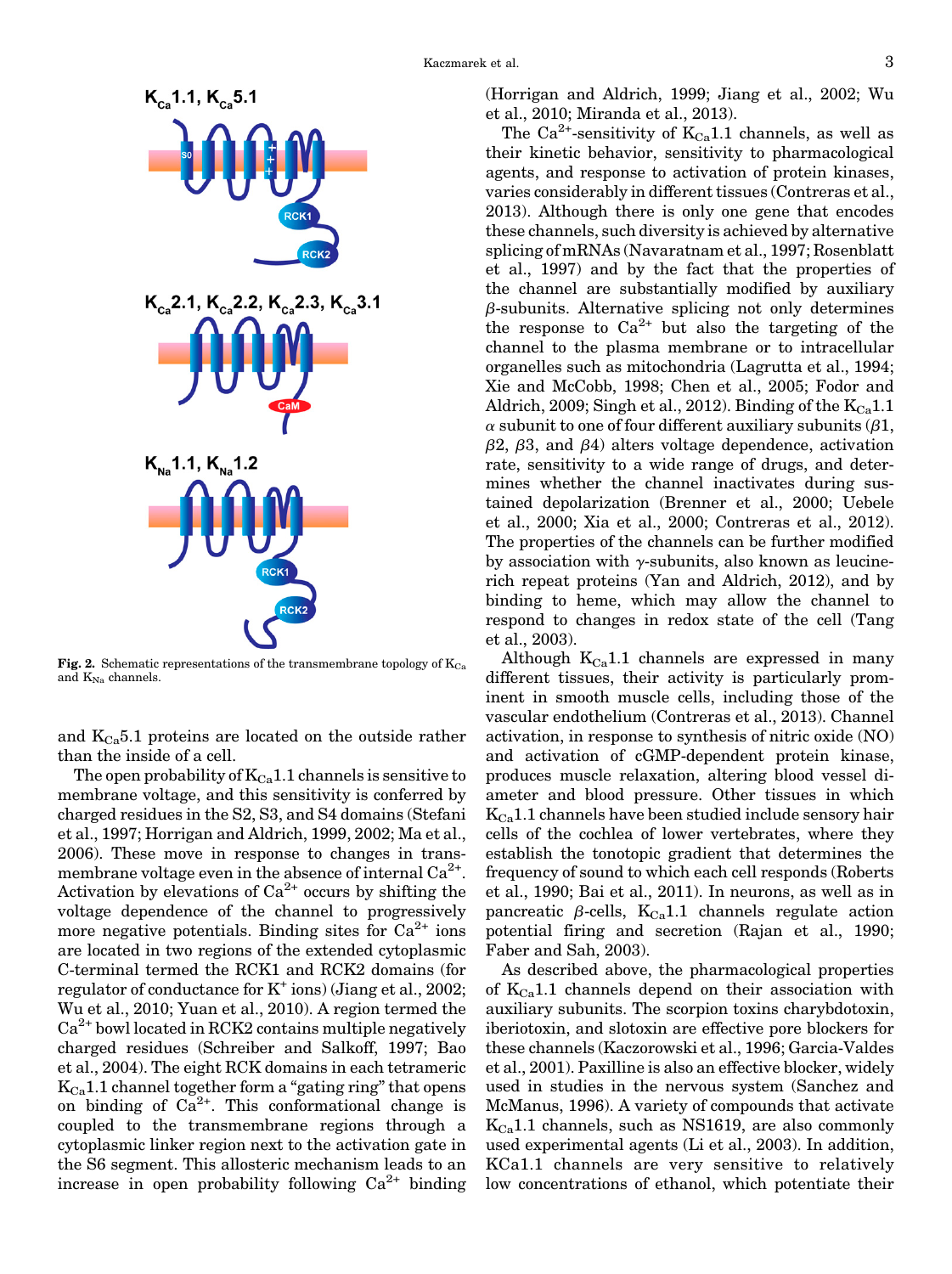**Fig. 2.** Schematic representations of the transmembrane topology of $K_{Ca}$ and $K_{Na}$ channels.

and $K_{Ca}5.1$ proteins are located on the outside rather than the inside of a cell.

The open probability of $K_{Ca}1.1$ channels is sensitive to membrane voltage, and this sensitivity is conferred by charged residues in the S2, S3, and S4 domains (Stefani et al., 1997; Horrigan and Aldrich, 1999, 2002; Ma et al., 2006). These move in response to changes in transmembrane voltage even in the absence of internal $Ca^{2+}$. Activation by elevations of $Ca^{2+}$ occurs by shifting the voltage dependence of the channel to progressively more negative potentials. Binding sites for $Ca^{2+}$ ions are located in two regions of the extended cytoplasmic C-terminal termed the RCK1 and RCK2 domains (for regulator of conductance for $K^{+}$ ions) (Jiang et al., 2002; Wu et al., 2010; Yuan et al., 2010). A region termed the $Ca^{2+}$ bowl located in RCK2 contains multiple negatively charged residues (Schreiber and Salkoff, 1997; Bao et al., 2004). The eight RCK domains in each tetrameric $K_{Ca}1.1$ channel together form a "gating ring" that opens on binding of $Ca^{2+}$. This conformational change is coupled to the transmembrane regions through a cytoplasmic linker region next to the activation gate in the S6 segment. This allosteric mechanism leads to an increase in open probability following $Ca^{2+}$ binding (Horrigan and Aldrich, 1999; Jiang et al., 2002; Wu et al., 2010; Miranda et al., 2013).

The $Ca^{2+}$-sensitivity of $K_{Ca}1.1$ channels, as well as their kinetic behavior, sensitivity to pharmacological agents, and response to activation of protein kinases, varies considerably in different tissues (Contreras et al., 2013). Although there is only one gene that encodes these channels, such diversity is achieved by alternative splicing of mRNAs (Navaratnam et al., 1997; Rosenblatt et al., 1997) and by the fact that the properties of the channel are substantially modified by auxiliary $\beta$-subunits. Alternative splicing not only determines the response to $Ca^{2+}$ but also the targeting of the channel to the plasma membrane or to intracellular organelles such as mitochondria (Lagrutta et al., 1994; Xie and McCobb, 1998; Chen et al., 2005; Fodor and Aldrich, 2009; Singh et al., 2012). Binding of the $K_{Ca}1.1$ $\alpha$ subunit to one of four different auxiliary subunits ($\beta$1, $\beta$2, $\beta$3, and $\beta$4) alters voltage dependence, activation rate, sensitivity to a wide range of drugs, and determines whether the channel inactivates during sustained depolarization (Brenner et al., 2000; Uebele et al., 2000; Xia et al., 2000; Contreras et al., 2012). The properties of the channels can be further modified by association with $\gamma$-subunits, also known as leucine-rich repeat proteins (Yan and Aldrich, 2012), and by binding to heme, which may allow the channel to respond to changes in redox state of the cell (Tang et al., 2003).

Although $K_{Ca}1.1$ channels are expressed in many different tissues, their activity is particularly prominent in smooth muscle cells, including those of the vascular endothelium (Contreras et al., 2013). Channel activation, in response to synthesis of nitric oxide (NO) and activation of cGMP-dependent protein kinase, produces muscle relaxation, altering blood vessel diameter and blood pressure. Other tissues in which $K_{Ca}1.1$ channels have been studied include sensory hair cells of the cochlea of lower vertebrates, where they establish the tonotopic gradient that determines the frequency of sound to which each cell responds (Roberts et al., 1990; Bai et al., 2011). In neurons, as well as in pancreatic $\beta$-cells, $K_{Ca}1.1$ channels regulate action potential firing and secretion (Rajan et al., 1990; Faber and Sah, 2003).

As described above, the pharmacological properties of $K_{Ca}1.1$ channels depend on their association with auxiliary subunits. The scorpion toxins charybdotoxin, iberiotoxin, and slotoxin are effective pore blockers for these channels (Kaczorowski et al., 1996; Garcia-Valdes et al., 2001). Paxilline is also an effective blocker, widely used in studies in the nervous system (Sanchez and McManus, 1996). A variety of compounds that activate $K_{Ca}1.1$ channels, such as NS1619, are also commonly used experimental agents (Li et al., 2003). In addition, KCa1.1 channels are very sensitive to relatively low concentrations of ethanol, which potentiate their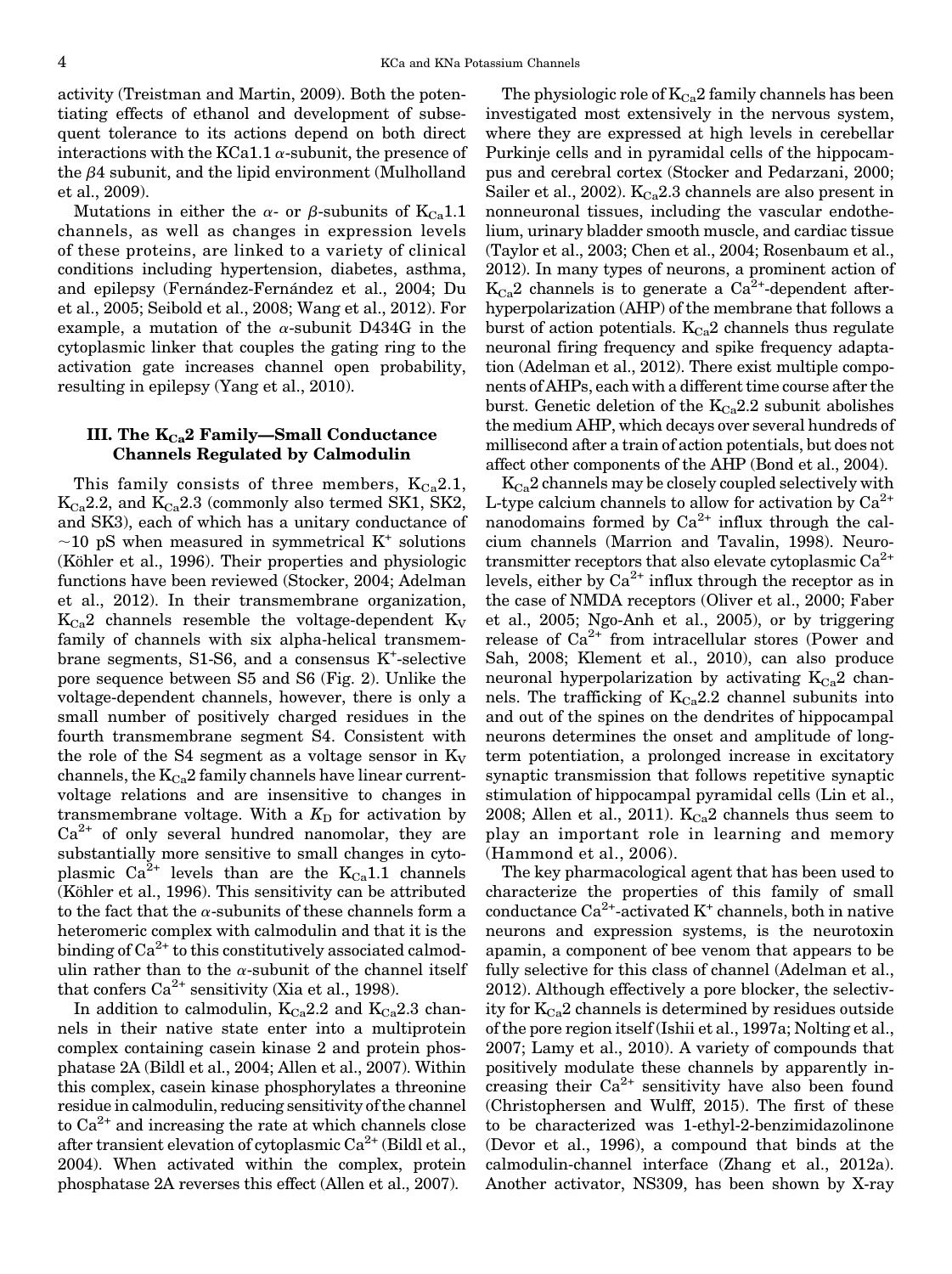activity (Treistman and Martin, 2009). Both the potentiating effects of ethanol and development of subsequent tolerance to its actions depend on both direct interactions with the KCa1.1 $\alpha$-subunit, the presence of the $\beta 4$ subunit, and the lipid environment (Mulholland et al., 2009).

Mutations in either the $\alpha$- or $\beta$-subunits of $K_{Ca}1.1$ channels, as well as changes in expression levels of these proteins, are linked to a variety of clinical conditions including hypertension, diabetes, asthma, and epilepsy (Fernández-Fernández et al., 2004; Du et al., 2005; Seibold et al., 2008; Wang et al., 2012). For example, a mutation of the $\alpha$-subunit D434G in the cytoplasmic linker that couples the gating ring to the activation gate increases channel open probability, resulting in epilepsy (Yang et al., 2010).

## III. The $K_{Ca}2$ Family—Small Conductance Channels Regulated by Calmodulin

This family consists of three members, $K_{Ca}2.1$, $K_{Ca}2.2$, and $K_{Ca}2.3$ (commonly also termed SK1, SK2, and SK3), each of which has a unitary conductance of ~10 pS when measured in symmetrical $K^+$ solutions (Köhler et al., 1996). Their properties and physiologic functions have been reviewed (Stocker, 2004; Adelman et al., 2012). In their transmembrane organization, $K_{Ca}2$ channels resemble the voltage-dependent $K_V$ family of channels with six alpha-helical transmembrane segments, S1-S6, and a consensus $K^+$-selective pore sequence between S5 and S6 (Fig. 2). Unlike the voltage-dependent channels, however, there is only a small number of positively charged residues in the fourth transmembrane segment S4. Consistent with the role of the S4 segment as a voltage sensor in $K_V$ channels, the $K_{Ca}2$ family channels have linear current-voltage relations and are insensitive to changes in transmembrane voltage. With a $K_D$ for activation by $Ca^{2+}$ of only several hundred nanomolar, they are substantially more sensitive to small changes in cytoplasmic $Ca^{2+}$ levels than are the $K_{Ca}1.1$ channels (Köhler et al., 1996). This sensitivity can be attributed to the fact that the $\alpha$-subunits of these channels form a heteromeric complex with calmodulin and that it is the binding of $Ca^{2+}$ to this constitutively associated calmodulin rather than to the $\alpha$-subunit of the channel itself that confers $Ca^{2+}$ sensitivity (Xia et al., 1998).

In addition to calmodulin, $K_{Ca}2.2$ and $K_{Ca}2.3$ channels in their native state enter into a multiprotein complex containing casein kinase 2 and protein phosphatase 2A (Bildl et al., 2004; Allen et al., 2007). Within this complex, casein kinase phosphorylates a threonine residue in calmodulin, reducing sensitivity of the channel to $Ca^{2+}$ and increasing the rate at which channels close after transient elevation of cytoplasmic $Ca^{2+}$ (Bildl et al., 2004). When activated within the complex, protein phosphatase 2A reverses this effect (Allen et al., 2007).

The physiologic role of $K_{Ca}2$ family channels has been investigated most extensively in the nervous system, where they are expressed at high levels in cerebellar Purkinje cells and in pyramidal cells of the hippocampus and cerebral cortex (Stocker and Pedarzani, 2000; Sailer et al., 2002). $K_{Ca}2.3$ channels are also present in nonneuronal tissues, including the vascular endothelium, urinary bladder smooth muscle, and cardiac tissue (Taylor et al., 2003; Chen et al., 2004; Rosenbaum et al., 2012). In many types of neurons, a prominent action of $K_{Ca}2$ channels is to generate a $Ca^{2+}$-dependent afterhyperpolarization (AHP) of the membrane that follows a burst of action potentials. $K_{Ca}2$ channels thus regulate neuronal firing frequency and spike frequency adaptation (Adelman et al., 2012). There exist multiple components of AHPs, each with a different time course after the burst. Genetic deletion of the $K_{Ca}2.2$ subunit abolishes the medium AHP, which decays over several hundreds of millisecond after a train of action potentials, but does not affect other components of the AHP (Bond et al., 2004).

$K_{Ca}2$ channels may be closely coupled selectively with L-type calcium channels to allow for activation by $Ca^{2+}$ nanodomains formed by $Ca^{2+}$ influx through the calcium channels (Marrion and Tavalin, 1998). Neurotransmitter receptors that also elevate cytoplasmic $Ca^{2+}$ levels, either by $Ca^{2+}$ influx through the receptor as in the case of NMDA receptors (Oliver et al., 2000; Faber et al., 2005; Ngo-Anh et al., 2005), or by triggering release of $Ca^{2+}$ from intracellular stores (Power and Sah, 2008; Klement et al., 2010), can also produce neuronal hyperpolarization by activating $K_{Ca}2$ channels. The trafficking of $K_{Ca}2.2$ channel subunits into and out of the spines on the dendrites of hippocampal neurons determines the onset and amplitude of long-term potentiation, a prolonged increase in excitatory synaptic transmission that follows repetitive synaptic stimulation of hippocampal pyramidal cells (Lin et al., 2008; Allen et al., 2011). $K_{Ca}2$ channels thus seem to play an important role in learning and memory (Hammond et al., 2006).

The key pharmacological agent that has been used to characterize the properties of this family of small conductance $Ca^{2+}$-activated $K^+$ channels, both in native neurons and expression systems, is the neurotoxin apamin, a component of bee venom that appears to be fully selective for this class of channel (Adelman et al., 2012). Although effectively a pore blocker, the selectivity for $K_{Ca}2$ channels is determined by residues outside of the pore region itself (Ishii et al., 1997a; Nolting et al., 2007; Lamy et al., 2010). A variety of compounds that positively modulate these channels by apparently increasing their $Ca^{2+}$ sensitivity have also been found (Christophersen and Wulff, 2015). The first of these to be characterized was 1-ethyl-2-benzimidazolinone (Devor et al., 1996), a compound that binds at the calmodulin-channel interface (Zhang et al., 2012a). Another activator, NS309, has been shown by X-ray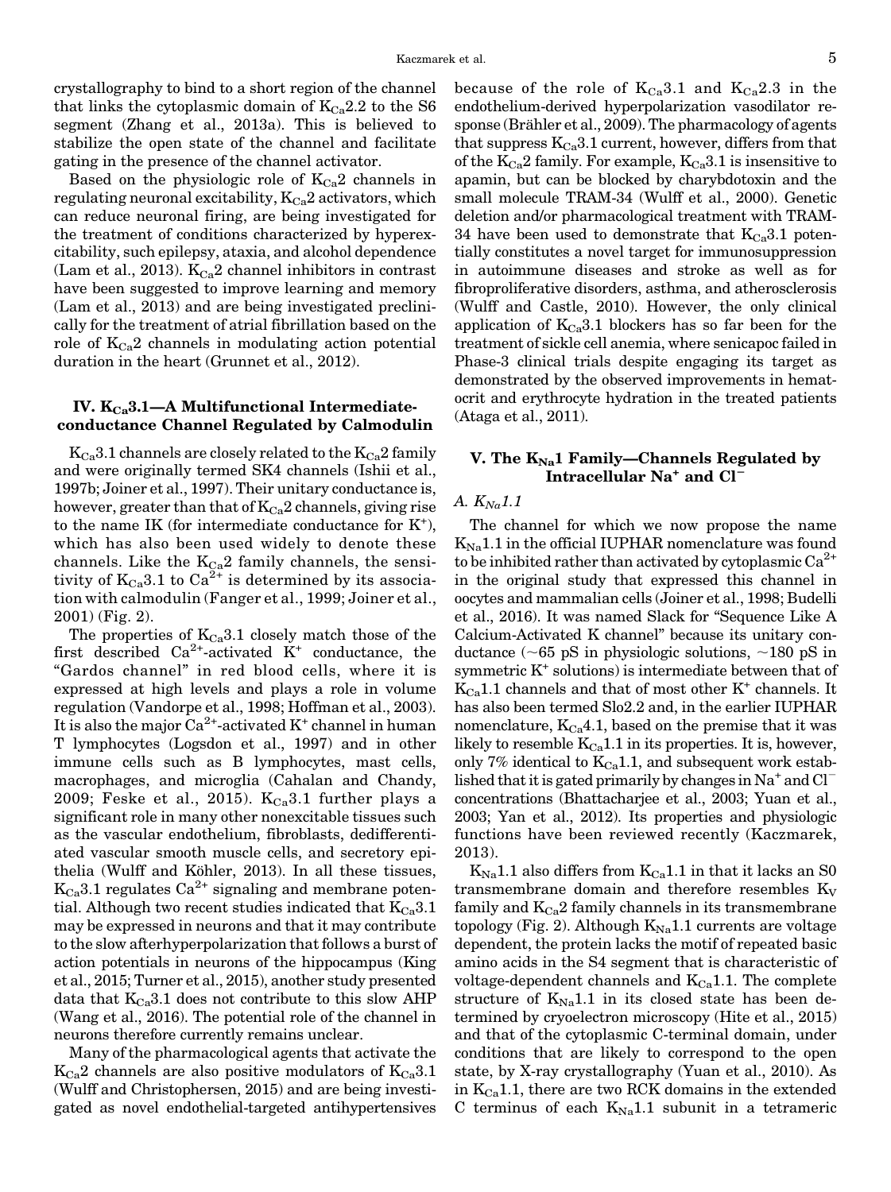crystallography to bind to a short region of the channel that links the cytoplasmic domain of $K_{Ca}2.2$ to the S6 segment (Zhang et al., 2013a). This is believed to stabilize the open state of the channel and facilitate gating in the presence of the channel activator.

Based on the physiologic role of $K_{Ca}2$ channels in regulating neuronal excitability, $K_{Ca}2$ activators, which can reduce neuronal firing, are being investigated for the treatment of conditions characterized by hyperexcitability, such epilepsy, ataxia, and alcohol dependence (Lam et al., 2013). $K_{Ca}2$ channel inhibitors in contrast have been suggested to improve learning and memory (Lam et al., 2013) and are being investigated preclinically for the treatment of atrial fibrillation based on the role of $K_{Ca}2$ channels in modulating action potential duration in the heart (Grunnet et al., 2012).

## IV. $K_{Ca}3.1$—A Multifunctional Intermediate-conductance Channel Regulated by Calmodulin

$K_{Ca}3.1$ channels are closely related to the $K_{Ca}2$ family and were originally termed SK4 channels (Ishii et al., 1997b; Joiner et al., 1997). Their unitary conductance is, however, greater than that of $K_{Ca}2$ channels, giving rise to the name IK (for intermediate conductance for $K^+$), which has also been used widely to denote these channels. Like the $K_{Ca}2$ family channels, the sensitivity of $K_{Ca}3.1$ to $Ca^{2+}$ is determined by its association with calmodulin (Fanger et al., 1999; Joiner et al., 2001) (Fig. 2).

The properties of $K_{Ca}3.1$ closely match those of the first described $Ca^{2+}$-activated $K^+$ conductance, the "Gardos channel" in red blood cells, where it is expressed at high levels and plays a role in volume regulation (Vandorpe et al., 1998; Hoffman et al., 2003). It is also the major $Ca^{2+}$-activated $K^+$ channel in human T lymphocytes (Logsdon et al., 1997) and in other immune cells such as B lymphocytes, mast cells, macrophages, and microglia (Cahalan and Chandy, 2009; Feske et al., 2015). $K_{Ca}3.1$ further plays a significant role in many other nonexcitable tissues such as the vascular endothelium, fibroblasts, dedifferentiated vascular smooth muscle cells, and secretory epithelia (Wulff and Köhler, 2013). In all these tissues, $K_{Ca}3.1$ regulates $Ca^{2+}$ signaling and membrane potential. Although two recent studies indicated that $K_{Ca}3.1$ may be expressed in neurons and that it may contribute to the slow afterhyperpolarization that follows a burst of action potentials in neurons of the hippocampus (King et al., 2015; Turner et al., 2015), another study presented data that $K_{Ca}3.1$ does not contribute to this slow AHP (Wang et al., 2016). The potential role of the channel in neurons therefore currently remains unclear.

Many of the pharmacological agents that activate the $K_{Ca}2$ channels are also positive modulators of $K_{Ca}3.1$ (Wulff and Christophersen, 2015) and are being investigated as novel endothelial-targeted antihypertensives because of the role of $K_{Ca}3.1$ and $K_{Ca}2.3$ in the endothelium-derived hyperpolarization vasodilator response (Brähler et al., 2009). The pharmacology of agents that suppress $K_{Ca}3.1$ current, however, differs from that of the $K_{Ca}2$ family. For example, $K_{Ca}3.1$ is insensitive to apamin, but can be blocked by charybdotoxin and the small molecule TRAM-34 (Wulff et al., 2000). Genetic deletion and/or pharmacological treatment with TRAM-34 have been used to demonstrate that $K_{Ca}3.1$ potentially constitutes a novel target for immunosuppression in autoimmune diseases and stroke as well as for fibroproliferative disorders, asthma, and atherosclerosis (Wulff and Castle, 2010). However, the only clinical application of $K_{Ca}3.1$ blockers has so far been for the treatment of sickle cell anemia, where senicapoc failed in Phase-3 clinical trials despite engaging its target as demonstrated by the observed improvements in hematocrit and erythrocyte hydration in the treated patients (Ataga et al., 2011).

## V. The $K_{Na}1$ Family—Channels Regulated by Intracellular $Na^+$ and $Cl^-$

### *A. $K_{Na}1.1$*

The channel for which we now propose the name $K_{Na}1.1$ in the official IUPHAR nomenclature was found to be inhibited rather than activated by cytoplasmic $Ca^{2+}$ in the original study that expressed this channel in oocytes and mammalian cells (Joiner et al., 1998; Budelli et al., 2016). It was named Slack for "Sequence Like A Calcium-Activated K channel" because its unitary conductance (~65 pS in physiologic solutions, ~180 pS in symmetric $K^+$ solutions) is intermediate between that of $K_{Ca}1.1$ channels and that of most other $K^+$ channels. It has also been termed Slo2.2 and, in the earlier IUPHAR nomenclature, $K_{Ca}4.1$, based on the premise that it was likely to resemble $K_{Ca}1.1$ in its properties. It is, however, only 7% identical to $K_{Ca}1.1$, and subsequent work established that it is gated primarily by changes in $Na^+$ and $Cl^-$ concentrations (Bhattacharjee et al., 2003; Yuan et al., 2003; Yan et al., 2012). Its properties and physiologic functions have been reviewed recently (Kaczmarek, 2013).

$K_{Na}1.1$ also differs from $K_{Ca}1.1$ in that it lacks an S0 transmembrane domain and therefore resembles $K_V$ family and $K_{Ca}2$ family channels in its transmembrane topology (Fig. 2). Although $K_{Na}1.1$ currents are voltage dependent, the protein lacks the motif of repeated basic amino acids in the S4 segment that is characteristic of voltage-dependent channels and $K_{Ca}1.1$. The complete structure of $K_{Na}1.1$ in its closed state has been determined by cryoelectron microscopy (Hite et al., 2015) and that of the cytoplasmic C-terminal domain, under conditions that are likely to correspond to the open state, by X-ray crystallography (Yuan et al., 2010). As in $K_{Ca}1.1$, there are two RCK domains in the extended C terminus of each $K_{Na}1.1$ subunit in a tetrameric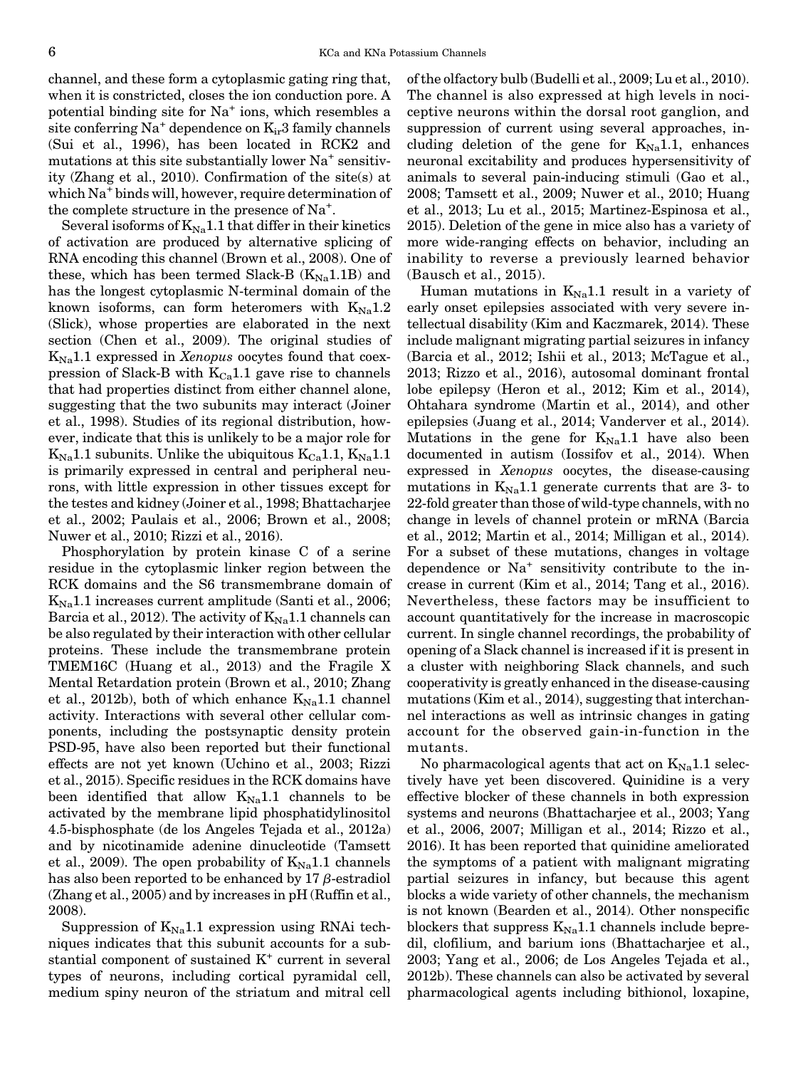channel, and these form a cytoplasmic gating ring that, when it is constricted, closes the ion conduction pore. A potential binding site for $Na^+$ ions, which resembles a site conferring $Na^+$ dependence on $K_{ir}3$ family channels (Sui et al., 1996), has been located in RCK2 and mutations at this site substantially lower $Na^+$ sensitivity (Zhang et al., 2010). Confirmation of the site(s) at which $Na^+$ binds will, however, require determination of the complete structure in the presence of $Na^+$.

Several isoforms of $K_{Na}1.1$ that differ in their kinetics of activation are produced by alternative splicing of RNA encoding this channel (Brown et al., 2008). One of these, which has been termed Slack-B ($K_{Na}1.1B$) and has the longest cytoplasmic N-terminal domain of the known isoforms, can form heteromers with $K_{Na}1.2$ (Slick), whose properties are elaborated in the next section (Chen et al., 2009). The original studies of $K_{Na}1.1$ expressed in *Xenopus* oocytes found that coexpression of Slack-B with $K_{Ca}1.1$ gave rise to channels that had properties distinct from either channel alone, suggesting that the two subunits may interact (Joiner et al., 1998). Studies of its regional distribution, however, indicate that this is unlikely to be a major role for $K_{Na}1.1$ subunits. Unlike the ubiquitous $K_{Ca}1.1$, $K_{Na}1.1$ is primarily expressed in central and peripheral neurons, with little expression in other tissues except for the testes and kidney (Joiner et al., 1998; Bhattacharjee et al., 2002; Paulais et al., 2006; Brown et al., 2008; Nuwer et al., 2010; Rizzi et al., 2016).

Phosphorylation by protein kinase C of a serine residue in the cytoplasmic linker region between the RCK domains and the S6 transmembrane domain of $K_{Na}1.1$ increases current amplitude (Santi et al., 2006; Barcia et al., 2012). The activity of $K_{Na}1.1$ channels can be also regulated by their interaction with other cellular proteins. These include the transmembrane protein TMEM16C (Huang et al., 2013) and the Fragile X Mental Retardation protein (Brown et al., 2010; Zhang et al., 2012b), both of which enhance $K_{Na}1.1$ channel activity. Interactions with several other cellular components, including the postsynaptic density protein PSD-95, have also been reported but their functional effects are not yet known (Uchino et al., 2003; Rizzi et al., 2015). Specific residues in the RCK domains have been identified that allow $K_{Na}1.1$ channels to be activated by the membrane lipid phosphatidylinositol 4.5-bisphosphate (de los Angeles Tejada et al., 2012a) and by nicotinamide adenine dinucleotide (Tamsett et al., 2009). The open probability of $K_{Na}1.1$ channels has also been reported to be enhanced by 17 $\beta$-estradiol (Zhang et al., 2005) and by increases in pH (Ruffin et al., 2008).

Suppression of $K_{Na}1.1$ expression using RNAi techniques indicates that this subunit accounts for a substantial component of sustained $K^+$ current in several types of neurons, including cortical pyramidal cell, medium spiny neuron of the striatum and mitral cell of the olfactory bulb (Budelli et al., 2009; Lu et al., 2010). The channel is also expressed at high levels in nociceptive neurons within the dorsal root ganglion, and suppression of current using several approaches, including deletion of the gene for $K_{Na}1.1$, enhances neuronal excitability and produces hypersensitivity of animals to several pain-inducing stimuli (Gao et al., 2008; Tamsett et al., 2009; Nuwer et al., 2010; Huang et al., 2013; Lu et al., 2015; Martinez-Espinosa et al., 2015). Deletion of the gene in mice also has a variety of more wide-ranging effects on behavior, including an inability to reverse a previously learned behavior (Bausch et al., 2015).

Human mutations in $K_{Na}1.1$ result in a variety of early onset epilepsies associated with very severe intellectual disability (Kim and Kaczmarek, 2014). These include malignant migrating partial seizures in infancy (Barcia et al., 2012; Ishii et al., 2013; McTague et al., 2013; Rizzo et al., 2016), autosomal dominant frontal lobe epilepsy (Heron et al., 2012; Kim et al., 2014), Ohtahara syndrome (Martin et al., 2014), and other epilepsies (Juang et al., 2014; Vanderver et al., 2014). Mutations in the gene for $K_{Na}1.1$ have also been documented in autism (Iossifov et al., 2014). When expressed in *Xenopus* oocytes, the disease-causing mutations in $K_{Na}1.1$ generate currents that are 3- to 22-fold greater than those of wild-type channels, with no change in levels of channel protein or mRNA (Barcia et al., 2012; Martin et al., 2014; Milligan et al., 2014). For a subset of these mutations, changes in voltage dependence or $Na^+$ sensitivity contribute to the increase in current (Kim et al., 2014; Tang et al., 2016). Nevertheless, these factors may be insufficient to account quantitatively for the increase in macroscopic current. In single channel recordings, the probability of opening of a Slack channel is increased if it is present in a cluster with neighboring Slack channels, and such cooperativity is greatly enhanced in the disease-causing mutations (Kim et al., 2014), suggesting that interchannel interactions as well as intrinsic changes in gating account for the observed gain-in-function in the mutants.

No pharmacological agents that act on $K_{Na}1.1$ selectively have yet been discovered. Quinidine is a very effective blocker of these channels in both expression systems and neurons (Bhattacharjee et al., 2003; Yang et al., 2006, 2007; Milligan et al., 2014; Rizzo et al., 2016). It has been reported that quinidine ameliorated the symptoms of a patient with malignant migrating partial seizures in infancy, but because this agent blocks a wide variety of other channels, the mechanism is not known (Bearden et al., 2014). Other nonspecific blockers that suppress $K_{Na}1.1$ channels include bepredil, clofilium, and barium ions (Bhattacharjee et al., 2003; Yang et al., 2006; de Los Angeles Tejada et al., 2012b). These channels can also be activated by several pharmacological agents including bithionol, loxapine,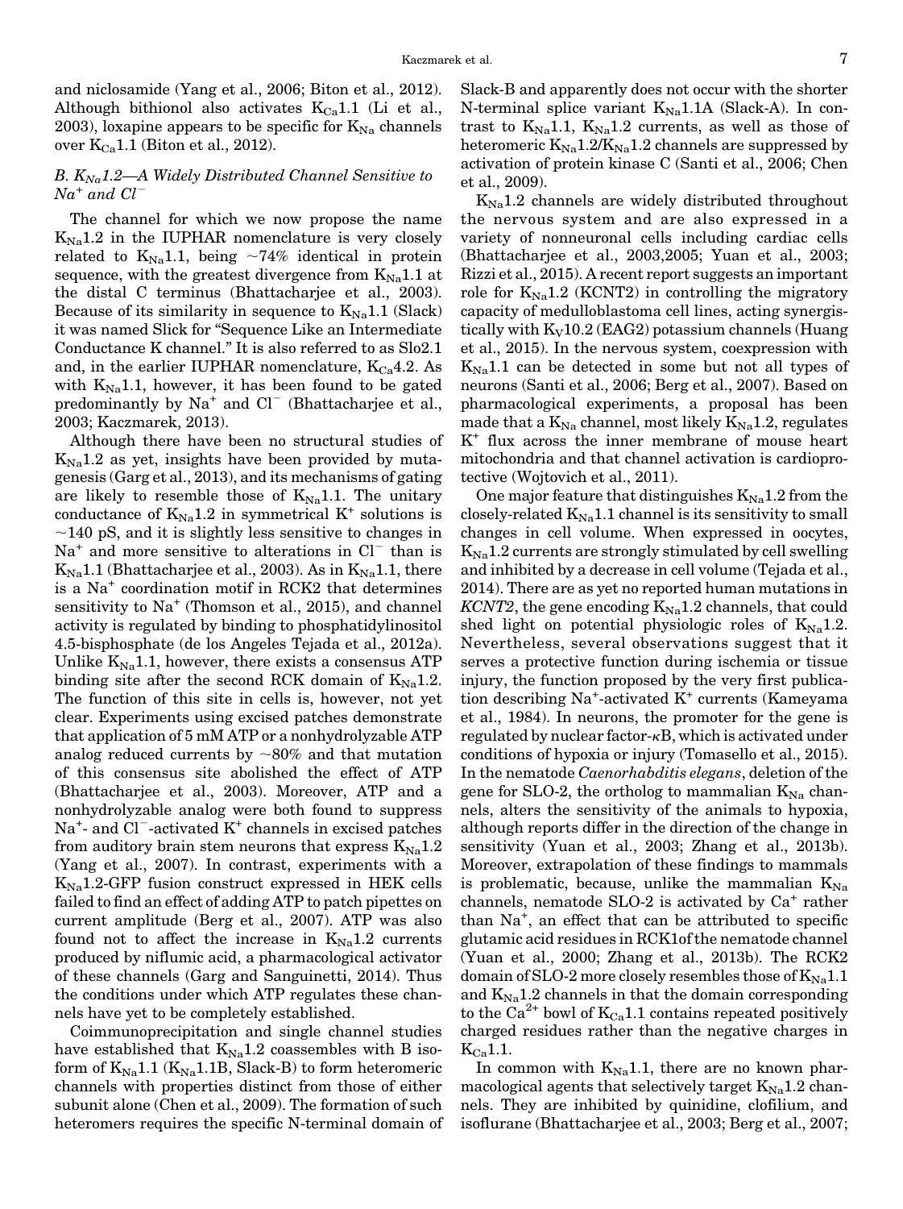and niclosamide (Yang et al., 2006; Biton et al., 2012). Although bithionol also activates $K_{Ca}1.1$ (Li et al., 2003), loxapine appears to be specific for $K_{Na}$ channels over $K_{Ca}1.1$ (Biton et al., 2012).

### B. $K_{Na}1.2$—A Widely Distributed Channel Sensitive to $Na^+$ and $Cl^-$

The channel for which we now propose the name $K_{Na}1.2$ in the IUPHAR nomenclature is very closely related to $K_{Na}1.1$, being ~74% identical in protein sequence, with the greatest divergence from $K_{Na}1.1$ at the distal C terminus (Bhattacharjee et al., 2003). Because of its similarity in sequence to $K_{Na}1.1$ (Slack) it was named Slick for "Sequence Like an Intermediate Conductance K channel." It is also referred to as Slo2.1 and, in the earlier IUPHAR nomenclature, $K_{Ca}4.2$. As with $K_{Na}1.1$, however, it has been found to be gated predominantly by $Na^+$ and $Cl^-$ (Bhattacharjee et al., 2003; Kaczmarek, 2013).

Although there have been no structural studies of $K_{Na}1.2$ as yet, insights have been provided by mutagenesis (Garg et al., 2013), and its mechanisms of gating are likely to resemble those of $K_{Na}1.1$. The unitary conductance of $K_{Na}1.2$ in symmetrical $K^+$ solutions is ~140 pS, and it is slightly less sensitive to changes in $Na^+$ and more sensitive to alterations in $Cl^-$ than is $K_{Na}1.1$ (Bhattacharjee et al., 2003). As in $K_{Na}1.1$, there is a $Na^+$ coordination motif in RCK2 that determines sensitivity to $Na^+$ (Thomson et al., 2015), and channel activity is regulated by binding to phosphatidylinositol 4.5-bisphosphate (de los Angeles Tejada et al., 2012a). Unlike $K_{Na}1.1$, however, there exists a consensus ATP binding site after the second RCK domain of $K_{Na}1.2$. The function of this site in cells is, however, not yet clear. Experiments using excised patches demonstrate that application of 5 mM ATP or a nonhydrolyzable ATP analog reduced currents by ~80% and that mutation of this consensus site abolished the effect of ATP (Bhattacharjee et al., 2003). Moreover, ATP and a nonhydrolyzable analog were both found to suppress $Na^+$- and $Cl^-$-activated $K^+$ channels in excised patches from auditory brain stem neurons that express $K_{Na}1.2$ (Yang et al., 2007). In contrast, experiments with a $K_{Na}1.2$-GFP fusion construct expressed in HEK cells failed to find an effect of adding ATP to patch pipettes on current amplitude (Berg et al., 2007). ATP was also found not to affect the increase in $K_{Na}1.2$ currents produced by niflumic acid, a pharmacological activator of these channels (Garg and Sanguinetti, 2014). Thus the conditions under which ATP regulates these channels have yet to be completely established.

Coimmunoprecipitation and single channel studies have established that $K_{Na}1.2$ coassembles with B isoform of $K_{Na}1.1$ ($K_{Na}1.1B$, Slack-B) to form heteromeric channels with properties distinct from those of either subunit alone (Chen et al., 2009). The formation of such heteromers requires the specific N-terminal domain of Slack-B and apparently does not occur with the shorter N-terminal splice variant $K_{Na}1.1A$ (Slack-A). In contrast to $K_{Na}1.1$, $K_{Na}1.2$ currents, as well as those of heteromeric $K_{Na}1.2$/$K_{Na}1.2$ channels are suppressed by activation of protein kinase C (Santi et al., 2006; Chen et al., 2009).

$K_{Na}1.2$ channels are widely distributed throughout the nervous system and are also expressed in a variety of nonneuronal cells including cardiac cells (Bhattacharjee et al., 2003,2005; Yuan et al., 2003; Rizzi et al., 2015). A recent report suggests an important role for $K_{Na}1.2$ (KCNT2) in controlling the migratory capacity of medulloblastoma cell lines, acting synergistically with $K_V10.2$ (EAG2) potassium channels (Huang et al., 2015). In the nervous system, coexpression with $K_{Na}1.1$ can be detected in some but not all types of neurons (Santi et al., 2006; Berg et al., 2007). Based on pharmacological experiments, a proposal has been made that a $K_{Na}$ channel, most likely $K_{Na}1.2$, regulates $K^+$ flux across the inner membrane of mouse heart mitochondria and that channel activation is cardioprotective (Wojtovich et al., 2011).

One major feature that distinguishes $K_{Na}1.2$ from the closely-related $K_{Na}1.1$ channel is its sensitivity to small changes in cell volume. When expressed in oocytes, $K_{Na}1.2$ currents are strongly stimulated by cell swelling and inhibited by a decrease in cell volume (Tejada et al., 2014). There are as yet no reported human mutations in *KCNT2*, the gene encoding $K_{Na}1.2$ channels, that could shed light on potential physiologic roles of $K_{Na}1.2$. Nevertheless, several observations suggest that it serves a protective function during ischemia or tissue injury, the function proposed by the very first publication describing $Na^+$-activated $K^+$ currents (Kameyama et al., 1984). In neurons, the promoter for the gene is regulated by nuclear factor-κB, which is activated under conditions of hypoxia or injury (Tomasello et al., 2015). In the nematode *Caenorhabditis elegans*, deletion of the gene for SLO-2, the ortholog to mammalian $K_{Na}$ channels, alters the sensitivity of the animals to hypoxia, although reports differ in the direction of the change in sensitivity (Yuan et al., 2003; Zhang et al., 2013b). Moreover, extrapolation of these findings to mammals is problematic, because, unlike the mammalian $K_{Na}$ channels, nematode SLO-2 is activated by $Ca^+$ rather than $Na^+$, an effect that can be attributed to specific glutamic acid residues in RCK1of the nematode channel (Yuan et al., 2000; Zhang et al., 2013b). The RCK2 domain of SLO-2 more closely resembles those of $K_{Na}1.1$ and $K_{Na}1.2$ channels in that the domain corresponding to the $Ca^{2+}$ bowl of $K_{Ca}1.1$ contains repeated positively charged residues rather than the negative charges in $K_{Ca}1.1$.

In common with $K_{Na}1.1$, there are no known pharmacological agents that selectively target $K_{Na}1.2$ channels. They are inhibited by quinidine, clofilium, and isoflurane (Bhattacharjee et al., 2003; Berg et al., 2007;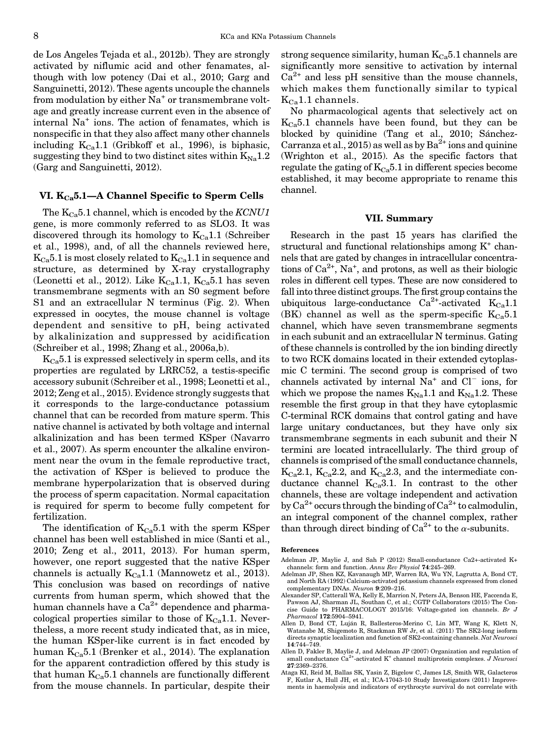de Los Angeles Tejada et al., 2012b). They are strongly activated by niflumic acid and other fenamates, although with low potency (Dai et al., 2010; Garg and Sanguinetti, 2012). These agents uncouple the channels from modulation by either $Na^+$ or transmembrane voltage and greatly increase current even in the absence of internal $Na^+$ ions. The action of fenamates, which is nonspecific in that they also affect many other channels including $K_{Ca}1.1$ (Gribkoff et al., 1996), is biphasic, suggesting they bind to two distinct sites within $K_{Na}1.2$ (Garg and Sanguinetti, 2012).

## VI. $K_{Ca}5.1$—A Channel Specific to Sperm Cells

The $K_{Ca}5.1$ channel, which is encoded by the *KCNU1* gene, is more commonly referred to as SLO3. It was discovered through its homology to $K_{Ca}1.1$ (Schreiber et al., 1998), and, of all the channels reviewed here, $K_{Ca}5.1$ is most closely related to $K_{Ca}1.1$ in sequence and structure, as determined by X-ray crystallography (Leonetti et al., 2012). Like $K_{Ca}1.1$, $K_{Ca}5.1$ has seven transmembrane segments with an S0 segment before S1 and an extracellular N terminus (Fig. 2). When expressed in oocytes, the mouse channel is voltage dependent and sensitive to pH, being activated by alkalinization and suppressed by acidification (Schreiber et al., 1998; Zhang et al., 2006a,b).

$K_{Ca}5.1$ is expressed selectively in sperm cells, and its properties are regulated by LRRC52, a testis-specific accessory subunit (Schreiber et al., 1998; Leonetti et al., 2012; Zeng et al., 2015). Evidence strongly suggests that it corresponds to the large-conductance potassium channel that can be recorded from mature sperm. This native channel is activated by both voltage and internal alkalinization and has been termed KSper (Navarro et al., 2007). As sperm encounter the alkaline environment near the ovum in the female reproductive tract, the activation of KSper is believed to produce the membrane hyperpolarization that is observed during the process of sperm capacitation. Normal capacitation is required for sperm to become fully competent for fertilization.

The identification of $K_{Ca}5.1$ with the sperm KSper channel has been well established in mice (Santi et al., 2010; Zeng et al., 2011, 2013). For human sperm, however, one report suggested that the native KSper channels is actually $K_{Ca}1.1$ (Mannowetz et al., 2013). This conclusion was based on recordings of native currents from human sperm, which showed that the human channels have a $Ca^{2+}$ dependence and pharmacological properties similar to those of $K_{Ca}1.1$. Nevertheless, a more recent study indicated that, as in mice, the human KSper-like current is in fact encoded by human $K_{Ca}5.1$ (Brenker et al., 2014). The explanation for the apparent contradiction offered by this study is that human $K_{Ca}5.1$ channels are functionally different from the mouse channels. In particular, despite their strong sequence similarity, human $K_{Ca}5.1$ channels are significantly more sensitive to activation by internal $Ca^{2+}$ and less pH sensitive than the mouse channels, which makes them functionally similar to typical $K_{Ca}1.1$ channels.

No pharmacological agents that selectively act on $K_{Ca}5.1$ channels have been found, but they can be blocked by quinidine (Tang et al., 2010; Sánchez-Carranza et al., 2015) as well as by $Ba^{2+}$ ions and quinine (Wrighton et al., 2015). As the specific factors that regulate the gating of $K_{Ca}5.1$ in different species become established, it may become appropriate to rename this channel.

## VII. Summary

Research in the past 15 years has clarified the structural and functional relationships among $K^+$ channels that are gated by changes in intracellular concentrations of $Ca^{2+}$, $Na^+$, and protons, as well as their biologic roles in different cell types. These are now considered to fall into three distinct groups. The first group contains the ubiquitous large-conductance $Ca^{2+}$-activated $K_{Ca}1.1$ (BK) channel as well as the sperm-specific $K_{Ca}5.1$ channel, which have seven transmembrane segments in each subunit and an extracellular N terminus. Gating of these channels is controlled by the ion binding directly to two RCK domains located in their extended cytoplasmic C termini. The second group is comprised of two channels activated by internal $Na^+$ and $Cl^-$ ions, for which we propose the names $K_{Na}1.1$ and $K_{Na}1.2$. These resemble the first group in that they have cytoplasmic C-terminal RCK domains that control gating and have large unitary conductances, but they have only six transmembrane segments in each subunit and their N termini are located intracellularly. The third group of channels is comprised of the small conductance channels, $K_{Ca}2.1$, $K_{Ca}2.2$, and $K_{Ca}2.3$, and the intermediate conductance channel $K_{Ca}3.1$. In contrast to the other channels, these are voltage independent and activation by $Ca^{2+}$ occurs through the binding of $Ca^{2+}$ to calmodulin, an integral component of the channel complex, rather than through direct binding of $Ca^{2+}$ to the $\alpha$-subunits.

### References

Adelman JP, Maylie J, and Sah P (2012) Small-conductance Ca2+-activated K+ channels: form and function. *Annu Rev Physiol* **74**:245–269.

Adelman JP, Shen KZ, Kavanaugh MP, Warren RA, Wu YN, Lagrutta A, Bond CT, and North RA (1992) Calcium-activated potassium channels expressed from cloned complementary DNAs. *Neuron* **9**:209–216.

Alexander SP, Catterall WA, Kelly E, Marrion N, Peters JA, Benson HE, Faccenda E, Pawson AJ, Sharman JL, Southan C, et al.; CGTP Collaborators (2015) The Concise Guide to PHARMACOLOGY 2015/16: Voltage-gated ion channels. *Br J Pharmacol* **172**:5904–5941.

Allen D, Bond CT, Luján R, Ballesteros-Merino C, Lin MT, Wang K, Klett N, Watanabe M, Shigemoto R, Stackman RW Jr, et al. (2011) The SK2-long isoform directs synaptic localization and function of SK2-containing channels. *Nat Neurosci* **14**:744–749.

Allen D, Fakler B, Maylie J, and Adelman JP (2007) Organization and regulation of small conductance $Ca^{2+}$-activated $K^+$ channel multiprotein complexes. *J Neurosci* **27**:2369–2376.

Ataga KI, Reid M, Ballas SK, Yasin Z, Bigelow C, James LS, Smith WR, Galacteros F, Kutlar A, Hull JH, et al.; ICA-17043-10 Study Investigators (2011) Improvements in haemolysis and indicators of erythrocyte survival do not correlate with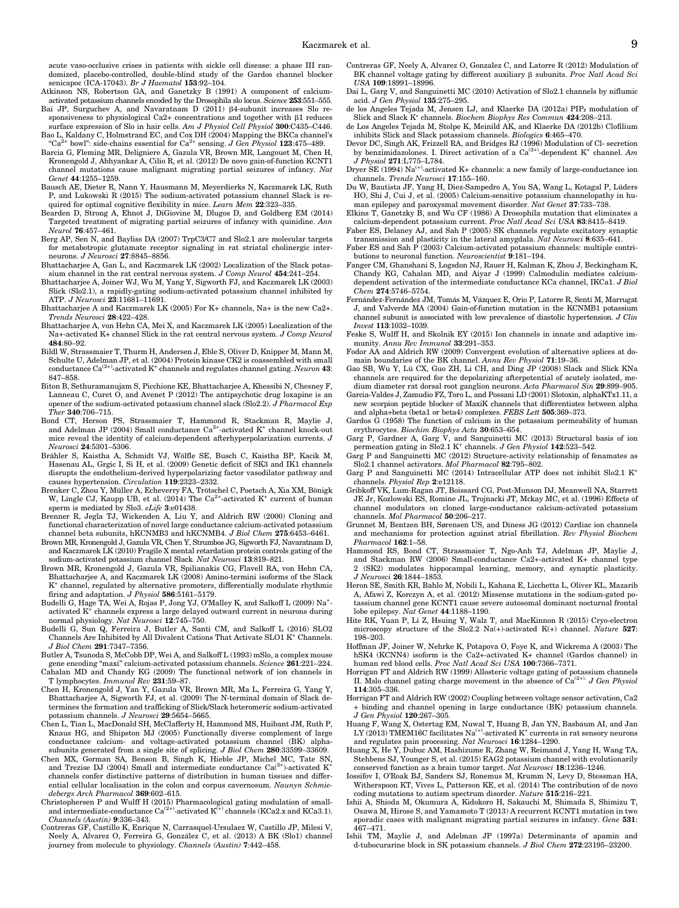acute vaso-occlusive crises in patients with sickle cell disease: a phase III randomized, placebo-controlled, double-blind study of the Gardos channel blocker senicapoc (ICA-17043). *Br J Haematol* **153**:92–104.

Atkinson NS, Robertson GA, and Ganetzky B (1991) A component of calcium-activated potassium channels encoded by the Drosophila slo locus. *Science* **253**:551–555.

Bai JP, Surguchev A, and Navaratnam D (2011) β4-subunit increases Slo responsiveness to physiological Ca2+ concentrations and together with β1 reduces surface expression of Slo in hair cells. *Am J Physiol Cell Physiol* **300**:C435–C446.

Bao L, Kaldany C, Holmstrand EC, and Cox DH (2004) Mapping the BKCa channel's "$Ca^{2+}$ bowl": side-chains essential for $Ca^{2+}$ sensing. *J Gen Physiol* **123**:475–489.

Barcia G, Fleming MR, Deligniere A, Gazula VR, Brown MR, Langouet M, Chen H, Kronengold J, Abhyankar A, Cilio R, et al. (2012) De novo gain-of-function KCNT1 channel mutations cause malignant migrating partial seizures of infancy. *Nat Genet* **44**:1255–1259.

Bausch AE, Dieter R, Nann Y, Hausmann M, Meyerdierks N, Kaczmarek LK, Ruth P, and Lukowski R (2015) The sodium-activated potassium channel Slack is required for optimal cognitive flexibility in mice. *Learn Mem* **22**:323–335.

Bearden D, Strong A, Ehnot J, DiGiovine M, Dlugos D, and Goldberg EM (2014) Targeted treatment of migrating partial seizures of infancy with quinidine. *Ann Neurol* **76**:457–461.

Berg AP, Sen N, and Bayliss DA (2007) TrpC3/C7 and Slo2.1 are molecular targets for metabotropic glutamate receptor signaling in rat striatal cholinergic interneurons. *J Neurosci* **27**:8845–8856.

Bhattacharjee A, Gan L, and Kaczmarek LK (2002) Localization of the Slack potassium channel in the rat central nervous system. *J Comp Neurol* **454**:241–254.

Bhattacharjee A, Joiner WJ, Wu M, Yang Y, Sigworth FJ, and Kaczmarek LK (2003) Slick (Slo2.1), a rapidly-gating sodium-activated potassium channel inhibited by ATP. *J Neurosci* **23**:11681–11691.

Bhattacharjee A and Kaczmarek LK (2005) For K+ channels, Na+ is the new Ca2+. *Trends Neurosci* **28**:422–428.

Bhattacharjee A, von Hehn CA, Mei X, and Kaczmarek LK (2005) Localization of the Na+-activated K+ channel Slick in the rat central nervous system. *J Comp Neurol* **484**:80–92.

Bildl W, Strassmaier T, Thurm H, Andersen J, Eble S, Oliver D, Knipper M, Mann M, Schulte U, Adelman JP, et al. (2004) Protein kinase CK2 is coassembled with small conductance $Ca^{(2+)}$-activated $K^{+}$ channels and regulates channel gating. *Neuron* **43**: 847–858.

Biton B, Sethuramanujam S, Picchione KE, Bhattacharjee A, Khessibi N, Chesney F, Lanneau C, Curet O, and Avenet P (2012) The antipsychotic drug loxapine is an opener of the sodium-activated potassium channel slack (Slo2.2). *J Pharmacol Exp Ther* **340**:706–715.

Bond CT, Herson PS, Strassmaier T, Hammond R, Stackman R, Maylie J, and Adelman JP (2004) Small conductance $Ca^{2+}$-activated $K^{+}$ channel knock-out mice reveal the identity of calcium-dependent afterhyperpolarization currents. *J Neurosci* **24**:5301–5306.

Brähler S, Kaistha A, Schmidt VJ, Wölfle SE, Busch C, Kaistha BP, Kacik M, Hasenau AL, Grgic I, Si H, et al. (2009) Genetic deficit of SK3 and IK1 channels disrupts the endothelium-derived hyperpolarizing factor vasodilator pathway and causes hypertension. *Circulation* **119**:2323–2332.

Brenker C, Zhou Y, Müller A, Echeverry FA, Trötschel C, Poetsch A, Xia XM, Bönigk W, Lingle CJ, Kaupp UB, et al. (2014) The $Ca^{2+}$-activated $K^{+}$ current of human sperm is mediated by Slo3. *eLife* **3**:e01438.

Brenner R, Jegla TJ, Wickenden A, Liu Y, and Aldrich RW (2000) Cloning and functional characterization of novel large conductance calcium-activated potassium channel beta subunits, hKCNMB3 and hKCNMB4. *J Biol Chem* **275**:6453–6461.

Brown MR, Kronengold J, Gazula VR, Chen Y, Strumbos JG, Sigworth FJ, Navaratnam D, and Kaczmarek LK (2010) Fragile X mental retardation protein controls gating of the sodium-activated potassium channel Slack. *Nat Neurosci* **13**:819–821.

Brown MR, Kronengold J, Gazula VR, Spilianakis CG, Flavell RA, von Hehn CA, Bhattacharjee A, and Kaczmarek LK (2008) Amino-termini isoforms of the Slack $K^{+}$ channel, regulated by alternative promoters, differentially modulate rhythmic firing and adaptation. *J Physiol* **586**:5161–5179.

Budelli G, Hage TA, Wei A, Rojas P, Jong YJ, O'Malley K, and Salkoff L (2009) $Na^{+}$-activated $K^{+}$ channels express a large delayed outward current in neurons during normal physiology. *Nat Neurosci* **12**:745–750.

Budelli G, Sun Q, Ferreira J, Butler A, Santi CM, and Salkoff L (2016) SLO2 Channels Are Inhibited by All Divalent Cations That Activate SLO1 $K^{+}$ Channels. *J Biol Chem* **291**:7347–7356.

Butler A, Tsunoda S, McCobb DP, Wei A, and Salkoff L (1993) mSlo, a complex mouse gene encoding "maxi" calcium-activated potassium channels. *Science* **261**:221–224.

Cahalan MD and Chandy KG (2009) The functional network of ion channels in T lymphocytes. *Immunol Rev* **231**:59–87.

Chen H, Kronengold J, Yan Y, Gazula VR, Brown MR, Ma L, Ferreira G, Yang Y, Bhattacharjee A, Sigworth FJ, et al. (2009) The N-terminal domain of Slack determines the formation and trafficking of Slick/Slack heteromeric sodium-activated potassium channels. *J Neurosci* **29**:5654–5665.

Chen L, Tian L, MacDonald SH, McClafferty H, Hammond MS, Huibant JM, Ruth P, Knaus HG, and Shipston MJ (2005) Functionally diverse complement of large conductance calcium- and voltage-activated potassium channel (BK) alpha-subunits generated from a single site of splicing. *J Biol Chem* **280**:33599–33609.

Chen MX, Gorman SA, Benson B, Singh K, Hieble JP, Michel MC, Tate SN, and Trezise DJ (2004) Small and intermediate conductance $Ca^{(2+)}$-activated $K^{+}$ channels confer distinctive patterns of distribution in human tissues and differential cellular localisation in the colon and corpus cavernosum. *Naunyn Schmiedebergs Arch Pharmacol* **369**:602–615.

Christophersen P and Wulff H (2015) Pharmacological gating modulation of small- and intermediate-conductance $Ca^{(2+)}$-activated $K^{(+)}$ channels (KCa2.x and KCa3.1). *Channels (Austin)* **9**:336–343.

Contreras GF, Castillo K, Enrique N, Carrasquel-Ursulaez W, Castillo JP, Milesi V, Neely A, Alvarez O, Ferreira G, González C, et al. (2013) A BK (Slo1) channel journey from molecule to physiology. *Channels (Austin)* **7**:442–458.

Contreras GF, Neely A, Alvarez O, Gonzalez C, and Latorre R (2012) Modulation of BK channel voltage gating by different auxiliary β subunits. *Proc Natl Acad Sci USA* **109**:18991–18996.

Dai L, Garg V, and Sanguinetti MC (2010) Activation of Slo2.1 channels by niflumic acid. *J Gen Physiol* **135**:275–295.

de los Angeles Tejada M, Jensen LJ, and Klaerke DA (2012a) $PIP_2$ modulation of Slick and Slack $K^{+}$ channels. *Biochem Biophys Res Commun* **424**:208–213.

de Los Angeles Tejada M, Stolpe K, Meinild AK, and Klaerke DA (2012b) Clofilium inhibits Slick and Slack potassium channels. *Biologics* **6**:465–470.

Devor DC, Singh AK, Frizzell RA, and Bridges RJ (1996) Modulation of Cl- secretion by benzimidazolones. I. Direct activation of a $Ca^{(2+)}$-dependent $K^{+}$ channel. *Am J Physiol* **271**:L775–L784.

Dryer SE (1994) $Na^{(+)}$-activated K+ channels: a new family of large-conductance ion channels. *Trends Neurosci* **17**:155–160.

Du W, Bautista JF, Yang H, Diez-Sampedro A, You SA, Wang L, Kotagal P, Lüders HO, Shi J, Cui J, et al. (2005) Calcium-sensitive potassium channelopathy in human epilepsy and paroxysmal movement disorder. *Nat Genet* **37**:733–738.

Elkins T, Ganetzky B, and Wu CF (1986) A Drosophila mutation that eliminates a calcium-dependent potassium current. *Proc Natl Acad Sci USA* **83**:8415–8419.

Faber ES, Delaney AJ, and Sah P (2005) SK channels regulate excitatory synaptic transmission and plasticity in the lateral amygdala. *Nat Neurosci* **8**:635–641.

Faber ES and Sah P (2003) Calcium-activated potassium channels: multiple contributions to neuronal function. *Neuroscientist* **9**:181–194.

Fanger CM, Ghanshani S, Logsdon NJ, Rauer H, Kalman K, Zhou J, Beckingham K, Chandy KG, Cahalan MD, and Aiyar J (1999) Calmodulin mediates calcium-dependent activation of the intermediate conductance KCa channel, IKCa1. *J Biol Chem* **274**:5746–5754.

Fernández-Fernández JM, Tomás M, Vázquez E, Orio P, Latorre R, Sentí M, Marrugat J, and Valverde MA (2004) Gain-of-function mutation in the KCNMB1 potassium channel subunit is associated with low prevalence of diastolic hypertension. *J Clin Invest* **113**:1032–1039.

Feske S, Wulff H, and Skolnik EY (2015) Ion channels in innate and adaptive immunity. *Annu Rev Immunol* **33**:291–353.

Fodor AA and Aldrich RW (2009) Convergent evolution of alternative splices at domain boundaries of the BK channel. *Annu Rev Physiol* **71**:19–36.

Gao SB, Wu Y, Lü CX, Guo ZH, Li CH, and Ding JP (2008) Slack and Slick KNa channels are required for the depolarizing afterpotential of acutely isolated, medium diameter rat dorsal root ganglion neurons. *Acta Pharmacol Sin* **29**:899–905.

Garcia-Valdes J, Zamudio FZ, Toro L, and Possani LD (2001) Slotoxin, alphaKTx1.11, a new scorpion peptide blocker of MaxiK channels that differentiates between alpha and alpha+beta (beta1 or beta4) complexes. *FEBS Lett* **505**:369–373.

Gardos G (1958) The function of calcium in the potassium permeability of human erythrocytes. *Biochim Biophys Acta* **30**:653–654.

Garg P, Gardner A, Garg V, and Sanguinetti MC (2013) Structural basis of ion permeation gating in Slo2.1 $K^{+}$ channels. *J Gen Physiol* **142**:523–542.

Garg P and Sanguinetti MC (2012) Structure-activity relationship of fenamates as Slo2.1 channel activators. *Mol Pharmacol* **82**:795–802.

Garg P and Sanguinetti MC (2014) Intracellular ATP does not inhibit Slo2.1 $K^{+}$ channels. *Physiol Rep* **2**:e12118.

Gribkoff VK, Lum-Ragan JT, Boissard CG, Post-Munson DJ, Meanwell NA, Starrett JE Jr, Kozlowski ES, Romine JL, Trojnacki JT, Mckay MC, et al. (1996) Effects of channel modulators on cloned large-conductance calcium-activated potassium channels. *Mol Pharmacol* **50**:206–217.

Grunnet M, Bentzen BH, Sørensen US, and Diness JG (2012) Cardiac ion channels and mechanisms for protection against atrial fibrillation. *Rev Physiol Biochem Pharmacol* **162**:1–58.

Hammond RS, Bond CT, Strassmaier T, Ngo-Anh TJ, Adelman JP, Maylie J, and Stackman RW (2006) Small-conductance Ca2+-activated K+ channel type 2 (SK2) modulates hippocampal learning, memory, and synaptic plasticity. *J Neurosci* **26**:1844–1853.

Heron SE, Smith KR, Bahlo M, Nobili L, Kahana E, Licchetta L, Oliver KL, Mazarib A, Afawi Z, Korczyn A, et al. (2012) Missense mutations in the sodium-gated potassium channel gene KCNT1 cause severe autosomal dominant nocturnal frontal lobe epilepsy. *Nat Genet* **44**:1188–1190.

Hite RK, Yuan P, Li Z, Hsuing Y, Walz T, and MacKinnon R (2015) Cryo-electron microscopy structure of the Slo2.2 Na(+)-activated K(+) channel. *Nature* **527**: 198–203.

Hoffman JF, Joiner W, Nehrke K, Potapova O, Foye K, and Wickrema A (2003) The hSK4 (KCNN4) isoform is the Ca2+-activated K+ channel (Gardos channel) in human red blood cells. *Proc Natl Acad Sci USA* **100**:7366–7371.

Horrigan FT and Aldrich RW (1999) Allosteric voltage gating of potassium channels II. Mslo channel gating charge movement in the absence of $Ca^{(2+)}$. *J Gen Physiol* **114**:305–336.

Horrigan FT and Aldrich RW (2002) Coupling between voltage sensor activation, Ca2 + binding and channel opening in large conductance (BK) potassium channels. *J Gen Physiol* **120**:267–305.

Huang F, Wang X, Ostertag EM, Nuwal T, Huang B, Jan YN, Basbaum AI, and Jan LY (2013) TMEM16C facilitates $Na^{(+)}$-activated $K^{+}$ currents in rat sensory neurons and regulates pain processing. *Nat Neurosci* **16**:1284–1290.

Huang X, He Y, Dubuc AM, Hashizume R, Zhang W, Reimand J, Yang H, Wang TA, Stehbens SJ, Younger S, et al. (2015) EAG2 potassium channel with evolutionarily conserved function as a brain tumor target. *Nat Neurosci* **18**:1236–1246.

Iossifov I, O'Roak BJ, Sanders SJ, Ronemus M, Krumm N, Levy D, Stessman HA, Witherspoon KT, Vives L, Patterson KE, et al. (2014) The contribution of de novo coding mutations to autism spectrum disorder. *Nature* **515**:216–221.

Ishii A, Shioda M, Okumura A, Kidokoro H, Sakauchi M, Shimada S, Shimizu T, Osawa M, Hirose S, and Yamamoto T (2013) A recurrent KCNT1 mutation in two sporadic cases with malignant migrating partial seizures in infancy. *Gene* **531**: 467–471.

Ishii TM, Maylie J, and Adelman JP (1997a) Determinants of apamin and d-tubocurarine block in SK potassium channels. *J Biol Chem* **272**:23195–23200.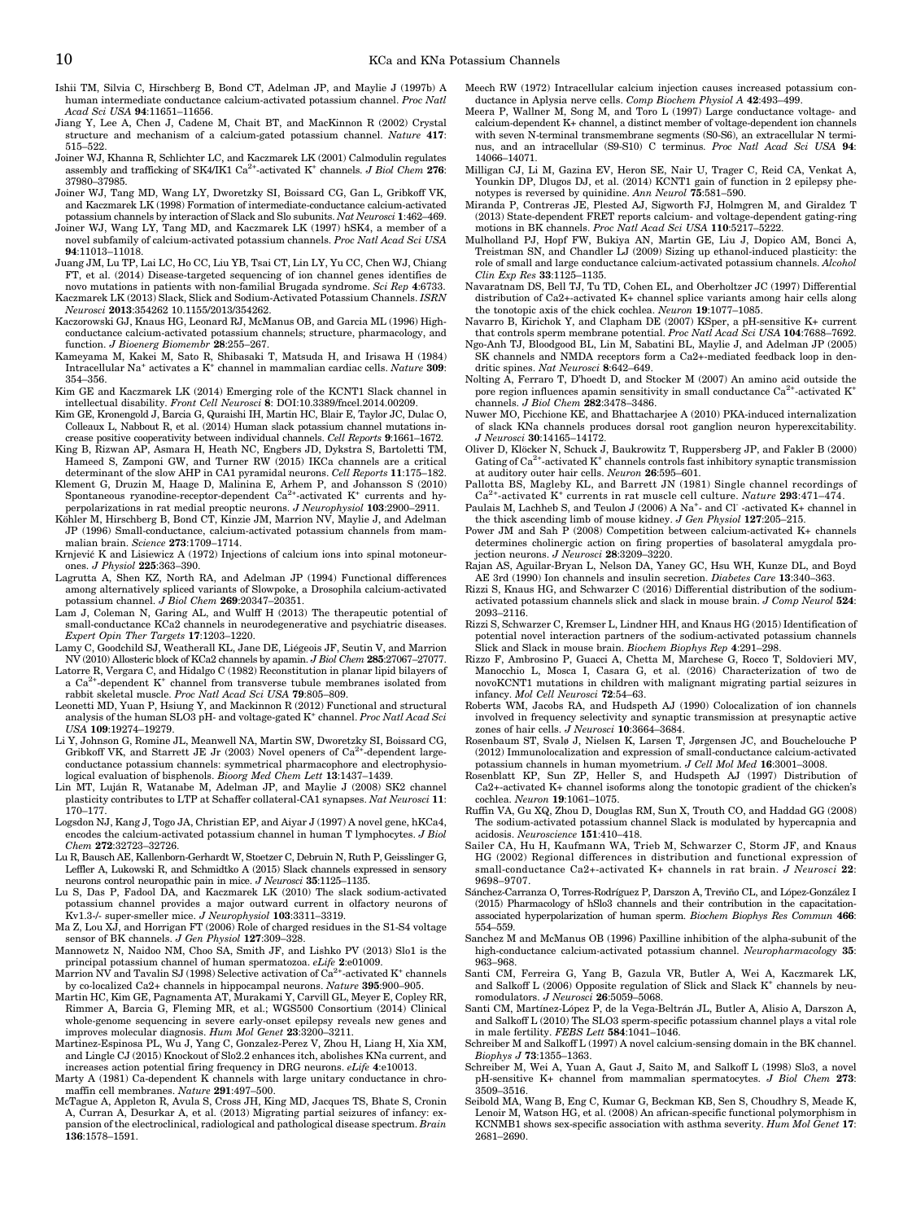Ishii TM, Silvia C, Hirschberg B, Bond CT, Adelman JP, and Maylie J (1997b) A human intermediate conductance calcium-activated potassium channel. *Proc Natl Acad Sci USA* **94**:11651–11656.

Jiang Y, Lee A, Chen J, Cadene M, Chait BT, and MacKinnon R (2002) Crystal structure and mechanism of a calcium-gated potassium channel. *Nature* **417**: 515–522.

Joiner WJ, Khanna R, Schlichter LC, and Kaczmarek LK (2001) Calmodulin regulates assembly and trafficking of SK4/IK1 $Ca^{2+}$-activated $K^+$ channels. *J Biol Chem* **276**: 37980–37985.

Joiner WJ, Tang MD, Wang LY, Dworetzky SI, Boissard CG, Gan L, Gribkoff VK, and Kaczmarek LK (1998) Formation of intermediate-conductance calcium-activated potassium channels by interaction of Slack and Slo subunits. *Nat Neurosci* **1**:462–469.

Joiner WJ, Wang LY, Tang MD, and Kaczmarek LK (1997) hSK4, a member of a novel subfamily of calcium-activated potassium channels. *Proc Natl Acad Sci USA* **94**:11013–11018.

Juang JM, Lu TP, Lai LC, Ho CC, Liu YB, Tsai CT, Lin LY, Yu CC, Chen WJ, Chiang FT, et al. (2014) Disease-targeted sequencing of ion channel genes identifies de novo mutations in patients with non-familial Brugada syndrome. *Sci Rep* **4**:6733.

Kaczmarek LK (2013) Slack, Slick and Sodium-Activated Potassium Channels. *ISRN Neurosci* **2013**:354262 10.1155/2013/354262.

Kaczorowski GJ, Knaus HG, Leonard RJ, McManus OB, and Garcia ML (1996) High-conductance calcium-activated potassium channels; structure, pharmacology, and function. *J Bioenerg Biomembr* **28**:255–267.

Kameyama M, Kakei M, Sato R, Shibasaki T, Matsuda H, and Irisawa H (1984) Intracellular $Na^+$ activates a $K^+$ channel in mammalian cardiac cells. *Nature* **309**: 354–356.

Kim GE and Kaczmarek LK (2014) Emerging role of the KCNT1 Slack channel in intellectual disability. *Front Cell Neurosci* **8**: DOI:10.3389/fncel.2014.00209.

Kim GE, Kronengold J, Barcia G, Quraishi IH, Martin HC, Blair E, Taylor JC, Dulac O, Colleaux L, Nabbout R, et al. (2014) Human slack potassium channel mutations increase positive cooperativity between individual channels. *Cell Reports* **9**:1661–1672.

King B, Rizwan AP, Asmara H, Heath NC, Engbers JD, Dykstra S, Bartoletti TM, Hameed S, Zamponi GW, and Turner RW (2015) IKCa channels are a critical determinant of the slow AHP in CA1 pyramidal neurons. *Cell Reports* **11**:175–182.

Klement G, Druzin M, Haage D, Malinina E, Arhem P, and Johansson S (2010) Spontaneous ryanodine-receptor-dependent $Ca^{2+}$-activated $K^+$ currents and hyperpolarizations in rat medial preoptic neurons. *J Neurophysiol* **103**:2900–2911.

Köhler M, Hirschberg B, Bond CT, Kinzie JM, Marrion NV, Maylie J, and Adelman JP (1996) Small-conductance, calcium-activated potassium channels from mammalian brain. *Science* **273**:1709–1714.

Krnjević K and Lisiewicz A (1972) Injections of calcium ions into spinal motoneurones. *J Physiol* **225**:363–390.

Lagrutta A, Shen KZ, North RA, and Adelman JP (1994) Functional differences among alternatively spliced variants of Slowpoke, a Drosophila calcium-activated potassium channel. *J Biol Chem* **269**:20347–20351.

Lam J, Coleman N, Garing AL, and Wulff H (2013) The therapeutic potential of small-conductance KCa2 channels in neurodegenerative and psychiatric diseases. *Expert Opin Ther Targets* **17**:1203–1220.

Lamy C, Goodchild SJ, Weatherall KL, Jane DE, Liégeois JF, Seutin V, and Marrion NV (2010) Allosteric block of KCa2 channels by apamin. *J Biol Chem* **285**:27067–27077.

Latorre R, Vergara C, and Hidalgo C (1982) Reconstitution in planar lipid bilayers of a $Ca^{2+}$-dependent $K^+$ channel from transverse tubule membranes isolated from rabbit skeletal muscle. *Proc Natl Acad Sci USA* **79**:805–809.

Leonetti MD, Yuan P, Hsiung Y, and Mackinnon R (2012) Functional and structural analysis of the human SLO3 pH- and voltage-gated $K^+$ channel. *Proc Natl Acad Sci USA* **109**:19274–19279.

Li Y, Johnson G, Romine JL, Meanwell NA, Martin SW, Dworetzky SI, Boissard CG, Gribkoff VK, and Starrett JE Jr (2003) Novel openers of $Ca^{2+}$-dependent large-conductance potassium channels: symmetrical pharmacophore and electrophysiological evaluation of bisphenols. *Bioorg Med Chem Lett* **13**:1437–1439.

Lin MT, Luján R, Watanabe M, Adelman JP, and Maylie J (2008) SK2 channel plasticity contributes to LTP at Schaffer collateral-CA1 synapses. *Nat Neurosci* **11**: 170–177.

Logsdon NJ, Kang J, Togo JA, Christian EP, and Aiyar J (1997) A novel gene, hKCa4, encodes the calcium-activated potassium channel in human T lymphocytes. *J Biol Chem* **272**:32723–32726.

Lu R, Bausch AE, Kallenborn-Gerhardt W, Stoetzer C, Debruin N, Ruth P, Geisslinger G, Leffler A, Lukowski R, and Schmidtko A (2015) Slack channels expressed in sensory neurons control neuropathic pain in mice. *J Neurosci* **35**:1125–1135.

Lu S, Das P, Fadool DA, and Kaczmarek LK (2010) The slack sodium-activated potassium channel provides a major outward current in olfactory neurons of Kv1.3-/- super-smeller mice. *J Neurophysiol* **103**:3311–3319.

Ma Z, Lou XJ, and Horrigan FT (2006) Role of charged residues in the S1-S4 voltage sensor of BK channels. *J Gen Physiol* **127**:309–328.

Mannowetz N, Naidoo NM, Choo SA, Smith JF, and Lishko PV (2013) Slo1 is the principal potassium channel of human spermatozoa. *eLife* **2**:e01009.

Marrion NV and Tavalin SJ (1998) Selective activation of $Ca^{2+}$-activated $K^+$ channels by co-localized Ca2+ channels in hippocampal neurons. *Nature* **395**:900–905.

Martin HC, Kim GE, Pagnamenta AT, Murakami Y, Carvill GL, Meyer E, Copley RR, Rimmer A, Barcia G, Fleming MR, et al.; WGS500 Consortium (2014) Clinical whole-genome sequencing in severe early-onset epilepsy reveals new genes and improves molecular diagnosis. *Hum Mol Genet* **23**:3200–3211.

Martinez-Espinosa PL, Wu J, Yang C, Gonzalez-Perez V, Zhou H, Liang H, Xia XM, and Lingle CJ (2015) Knockout of Slo2.2 enhances itch, abolishes KNa current, and increases action potential firing frequency in DRG neurons. *eLife* **4**:e10013.

Marty A (1981) Ca-dependent K channels with large unitary conductance in chromaffin cell membranes. *Nature* **291**:497–500.

McTague A, Appleton R, Avula S, Cross JH, King MD, Jacques TS, Bhate S, Cronin A, Curran A, Desurkar A, et al. (2013) Migrating partial seizures of infancy: expansion of the electroclinical, radiological and pathological disease spectrum. *Brain* **136**:1578–1591.

Meech RW (1972) Intracellular calcium injection causes increased potassium conductance in Aplysia nerve cells. *Comp Biochem Physiol A* **42**:493–499.

Meera P, Wallner M, Song M, and Toro L (1997) Large conductance voltage- and calcium-dependent K+ channel, a distinct member of voltage-dependent ion channels with seven N-terminal transmembrane segments (S0-S6), an extracellular N terminus, and an intracellular (S9-S10) C terminus. *Proc Natl Acad Sci USA* **94**: 14066–14071.

Milligan CJ, Li M, Gazina EV, Heron SE, Nair U, Trager C, Reid CA, Venkat A, Younkin DP, Dlugos DJ, et al. (2014) KCNT1 gain of function in 2 epilepsy phenotypes is reversed by quinidine. *Ann Neurol* **75**:581–590.

Miranda P, Contreras JE, Plested AJ, Sigworth FJ, Holmgren M, and Giraldez T (2013) State-dependent FRET reports calcium- and voltage-dependent gating-ring motions in BK channels. *Proc Natl Acad Sci USA* **110**:5217–5222.

Mulholland PJ, Hopf FW, Bukiya AN, Martin GE, Liu J, Dopico AM, Bonci A, Treistman SN, and Chandler LJ (2009) Sizing up ethanol-induced plasticity: the role of small and large conductance calcium-activated potassium channels. *Alcohol Clin Exp Res* **33**:1125–1135.

Navaratnam DS, Bell TJ, Tu TD, Cohen EL, and Oberholtzer JC (1997) Differential distribution of Ca2+-activated K+ channel splice variants among hair cells along the tonotopic axis of the chick cochlea. *Neuron* **19**:1077–1085.

Navarro B, Kirichok Y, and Clapham DE (2007) KSper, a pH-sensitive K+ current that controls sperm membrane potential. *Proc Natl Acad Sci USA* **104**:7688–7692.

Ngo-Anh TJ, Bloodgood BL, Lin M, Sabatini BL, Maylie J, and Adelman JP (2005) SK channels and NMDA receptors form a Ca2+-mediated feedback loop in dendritic spines. *Nat Neurosci* **8**:642–649.

Nolting A, Ferraro T, D'hoedt D, and Stocker M (2007) An amino acid outside the pore region influences apamin sensitivity in small conductance $Ca^{2+}$-activated $K^+$ channels. *J Biol Chem* **282**:3478–3486.

Nuwer MO, Picchione KE, and Bhattacharjee A (2010) PKA-induced internalization of slack KNa channels produces dorsal root ganglion neuron hyperexcitability. *J Neurosci* **30**:14165–14172.

Oliver D, Klöcker N, Schuck J, Baukrowitz T, Ruppersberg JP, and Fakler B (2000) Gating of $Ca^{2+}$-activated $K^+$ channels controls fast inhibitory synaptic transmission at auditory outer hair cells. *Neuron* **26**:595–601.

Pallotta BS, Magleby KL, and Barrett JN (1981) Single channel recordings of $Ca^{2+}$-activated $K^+$ currents in rat muscle cell culture. *Nature* **293**:471–474.

Paulais M, Lachheb S, and Teulon J (2006) A $Na^+$- and $Cl^-$-activated K+ channel in the thick ascending limb of mouse kidney. *J Gen Physiol* **127**:205–215.

Power JM and Sah P (2008) Competition between calcium-activated K+ channels determines cholinergic action on firing properties of basolateral amygdala projection neurons. *J Neurosci* **28**:3209–3220.

Rajan AS, Aguilar-Bryan L, Nelson DA, Yaney GC, Hsu WH, Kunze DL, and Boyd AE 3rd (1990) Ion channels and insulin secretion. *Diabetes Care* **13**:340–363.

Rizzi S, Knaus HG, and Schwarzer C (2016) Differential distribution of the sodium-activated potassium channels slick and slack in mouse brain. *J Comp Neurol* **524**: 2093–2116.

Rizzi S, Schwarzer C, Kremser L, Lindner HH, and Knaus HG (2015) Identification of potential novel interaction partners of the sodium-activated potassium channels Slick and Slack in mouse brain. *Biochem Biophys Rep* **4**:291–298.

Rizzo F, Ambrosino P, Guacci A, Chetta M, Marchese G, Rocco T, Soldovieri MV, Manocchio L, Mosca I, Casara G, et al. (2016) Characterization of two de novoKCNT1 mutations in children with malignant migrating partial seizures in infancy. *Mol Cell Neurosci* **72**:54–63.

Roberts WM, Jacobs RA, and Hudspeth AJ (1990) Colocalization of ion channels involved in frequency selectivity and synaptic transmission at presynaptic active zones of hair cells. *J Neurosci* **10**:3664–3684.

Rosenbaum ST, Svalø J, Nielsen K, Larsen T, Jørgensen JC, and Bouchelouche P (2012) Immunolocalization and expression of small-conductance calcium-activated potassium channels in human myometrium. *J Cell Mol Med* **16**:3001–3008.

Rosenblatt KP, Sun ZP, Heller S, and Hudspeth AJ (1997) Distribution of Ca2+-activated K+ channel isoforms along the tonotopic gradient of the chicken's cochlea. *Neuron* **19**:1061–1075.

Ruffin VA, Gu XQ, Zhou D, Douglas RM, Sun X, Trouth CO, and Haddad GG (2008) The sodium-activated potassium channel Slack is modulated by hypercapnia and acidosis. *Neuroscience* **151**:410–418.

Sailer CA, Hu H, Kaufmann WA, Trieb M, Schwarzer C, Storm JF, and Knaus HG (2002) Regional differences in distribution and functional expression of small-conductance Ca2+-activated K+ channels in rat brain. *J Neurosci* **22**: 9698–9707.

Sánchez-Carranza O, Torres-Rodríguez P, Darszon A, Treviño CL, and López-González I (2015) Pharmacology of hSlo3 channels and their contribution in the capacitation-associated hyperpolarization of human sperm. *Biochem Biophys Res Commun* **466**: 554–559.

Sanchez M and McManus OB (1996) Paxilline inhibition of the alpha-subunit of the high-conductance calcium-activated potassium channel. *Neuropharmacology* **35**: 963–968.

Santi CM, Ferreira G, Yang B, Gazula VR, Butler A, Wei A, Kaczmarek LK, and Salkoff L (2006) Opposite regulation of Slick and Slack $K^+$ channels by neuromodulators. *J Neurosci* **26**:5059–5068.

Santi CM, Martínez-López P, de la Vega-Beltrán JL, Butler A, Alisio A, Darszon A, and Salkoff L (2010) The SLO3 sperm-specific potassium channel plays a vital role in male fertility. *FEBS Lett* **584**:1041–1046.

Schreiber M and Salkoff L (1997) A novel calcium-sensing domain in the BK channel. *Biophys J* **73**:1355–1363.

Schreiber M, Wei A, Yuan A, Gaut J, Saito M, and Salkoff L (1998) Slo3, a novel pH-sensitive K+ channel from mammalian spermatocytes. *J Biol Chem* **273**: 3509–3516.

Seibold MA, Wang B, Eng C, Kumar G, Beckman KB, Sen S, Choudhry S, Meade K, Lenoir M, Watson HG, et al. (2008) An african-specific functional polymorphism in KCNMB1 shows sex-specific association with asthma severity. *Hum Mol Genet* **17**: 2681–2690.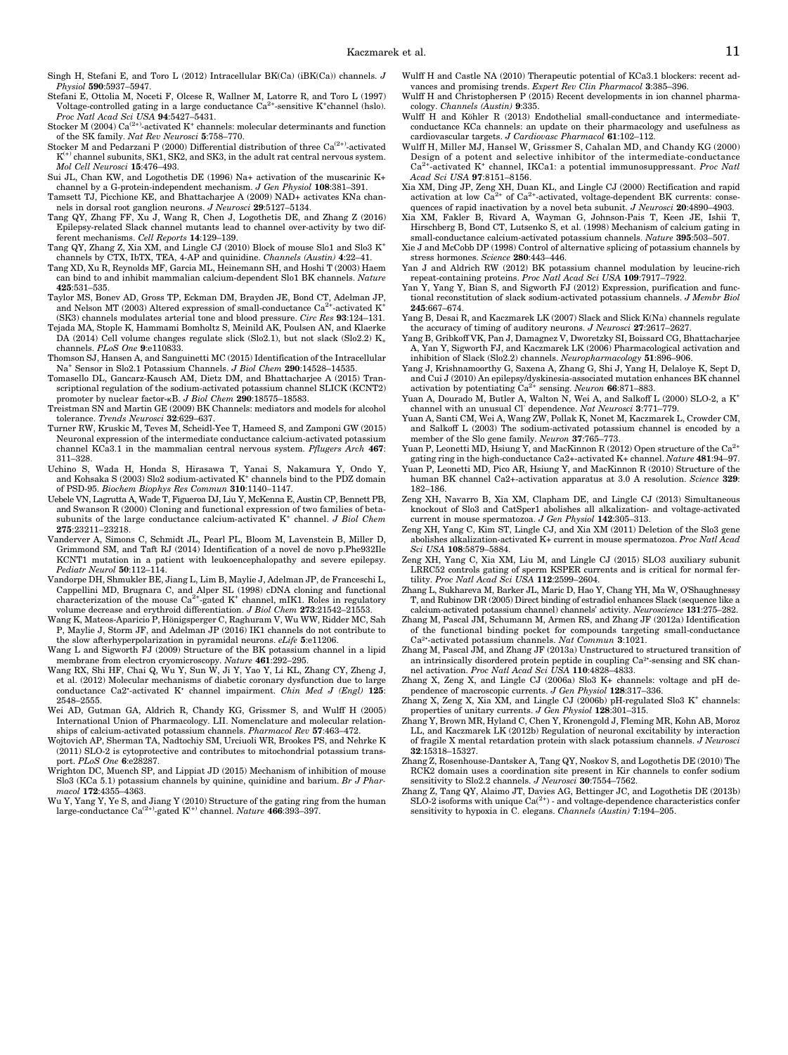Singh H, Stefani E, and Toro L (2012) Intracellular BK(Ca) (iBK(Ca)) channels. *J Physiol* **590**:5937–5947.

Stefani E, Ottolia M, Noceti F, Olcese R, Wallner M, Latorre R, and Toro L (1997) Voltage-controlled gating in a large conductance $Ca^{2+}$-sensitive $K^{+}$channel (hslo). *Proc Natl Acad Sci USA* **94**:5427–5431.

Stocker M (2004) $Ca^{(2+)}$-activated $K^{+}$ channels: molecular determinants and function of the SK family. *Nat Rev Neurosci* **5**:758–770.

Stocker M and Pedarzani P (2000) Differential distribution of three $Ca^{(2+)}$-activated $K^{(+)}$ channel subunits, SK1, SK2, and SK3, in the adult rat central nervous system. *Mol Cell Neurosci* **15**:476–493.

Sui JL, Chan KW, and Logothetis DE (1996) Na+ activation of the muscarinic K+ channel by a G-protein-independent mechanism. *J Gen Physiol* **108**:381–391.

Tamsett TJ, Picchione KE, and Bhattacharjee A (2009) NAD+ activates KNa channels in dorsal root ganglion neurons. *J Neurosci* **29**:5127–5134.

Tang QY, Zhang FF, Xu J, Wang R, Chen J, Logothetis DE, and Zhang Z (2016) Epilepsy-related Slack channel mutants lead to channel over-activity by two different mechanisms. *Cell Reports* **14**:129–139.

Tang QY, Zhang Z, Xia XM, and Lingle CJ (2010) Block of mouse Slo1 and Slo3 $K^{+}$ channels by CTX, IbTX, TEA, 4-AP and quinidine. *Channels (Austin)* **4**:22–41.

Tang XD, Xu R, Reynolds MF, Garcia ML, Heinemann SH, and Hoshi T (2003) Haem can bind to and inhibit mammalian calcium-dependent Slo1 BK channels. *Nature* **425**:531–535.

Taylor MS, Bonev AD, Gross TP, Eckman DM, Brayden JE, Bond CT, Adelman JP, and Nelson MT (2003) Altered expression of small-conductance $Ca^{2+}$-activated $K^{+}$ (SK3) channels modulates arterial tone and blood pressure. *Circ Res* **93**:124–131.

Tejada MA, Stople K, Hammami Bomholtz S, Meinild AK, Poulsen AN, and Klaerke DA (2014) Cell volume changes regulate slick (Slo2.1), but not slack (Slo2.2) $K_{+}$ channels. *PLoS One* **9**:e110833.

Thomson SJ, Hansen A, and Sanguinetti MC (2015) Identification of the Intracellular $Na^{+}$ Sensor in Slo2.1 Potassium Channels. *J Biol Chem* **290**:14528–14535.

Tomasello DL, Gancarz-Kausch AM, Dietz DM, and Bhattacharjee A (2015) Transcriptional regulation of the sodium-activated potassium channel SLICK (KCNT2) promoter by nuclear factor-κB. *J Biol Chem* **290**:18575–18583.

Treistman SN and Martin GE (2009) BK Channels: mediators and models for alcohol tolerance. *Trends Neurosci* **32**:629–637.

Turner RW, Kruskic M, Teves M, Scheidl-Yee T, Hameed S, and Zamponi GW (2015) Neuronal expression of the intermediate conductance calcium-activated potassium channel KCa3.1 in the mammalian central nervous system. *Pflugers Arch* **467**: 311–328.

Uchino S, Wada H, Honda S, Hirasawa T, Yanai S, Nakamura Y, Ondo Y, and Kohsaka S (2003) Slo2 sodium-activated $K^{+}$ channels bind to the PDZ domain of PSD-95. *Biochem Biophys Res Commun* **310**:1140–1147.

Uebele VN, Lagrutta A, Wade T, Figueroa DJ, Liu Y, McKenna E, Austin CP, Bennett PB, and Swanson R (2000) Cloning and functional expression of two families of beta-subunits of the large conductance calcium-activated $K^{+}$ channel. *J Biol Chem* **275**:23211–23218.

Vanderver A, Simons C, Schmidt JL, Pearl PL, Bloom M, Lavenstein B, Miller D, Grimmond SM, and Taft RJ (2014) Identification of a novel de novo p.Phe932Ile KCNT1 mutation in a patient with leukoencephalopathy and severe epilepsy. *Pediatr Neurol* **50**:112–114.

Vandorpe DH, Shmukler BE, Jiang L, Lim B, Maylie J, Adelman JP, de Franceschi L, Cappellini MD, Brugnara C, and Alper SL (1998) cDNA cloning and functional characterization of the mouse $Ca^{2+}$-gated $K^{+}$ channel, mIK1. Roles in regulatory volume decrease and erythroid differentiation. *J Biol Chem* **273**:21542–21553.

Wang K, Mateos-Aparicio P, Hönigsperger C, Raghuram V, Wu WW, Ridder MC, Sah P, Maylie J, Storm JF, and Adelman JP (2016) IK1 channels do not contribute to the slow afterhyperpolarization in pyramidal neurons. *eLife* **5**:e11206.

Wang L and Sigworth FJ (2009) Structure of the BK potassium channel in a lipid membrane from electron cryomicroscopy. *Nature* **461**:292–295.

Wang RX, Shi HF, Chai Q, Wu Y, Sun W, Ji Y, Yao Y, Li KL, Zhang CY, Zheng J, et al. (2012) Molecular mechanisms of diabetic coronary dysfunction due to large conductance Ca2+-activated $K^{+}$ channel impairment. *Chin Med J (Engl)* **125**: 2548–2555.

Wei AD, Gutman GA, Aldrich R, Chandy KG, Grissmer S, and Wulff H (2005) International Union of Pharmacology. LII. Nomenclature and molecular relationships of calcium-activated potassium channels. *Pharmacol Rev* **57**:463–472.

Wojtovich AP, Sherman TA, Nadtochiy SM, Urciuoli WR, Brookes PS, and Nehrke K (2011) SLO-2 is cytoprotective and contributes to mitochondrial potassium transport. *PLoS One* **6**:e28287.

Wrighton DC, Muench SP, and Lippiat JD (2015) Mechanism of inhibition of mouse Slo3 (KCa 5.1) potassium channels by quinine, quinidine and barium. *Br J Pharmacol* **172**:4355–4363.

Wu Y, Yang Y, Ye S, and Jiang Y (2010) Structure of the gating ring from the human large-conductance $Ca^{(2+)}$-gated $K^{(+)}$ channel. *Nature* **466**:393–397.

Wulff H and Castle NA (2010) Therapeutic potential of KCa3.1 blockers: recent advances and promising trends. *Expert Rev Clin Pharmacol* **3**:385–396.

Wulff H and Christophersen P (2015) Recent developments in ion channel pharmacology. *Channels (Austin)* **9**:335.

Wulff H and Köhler R (2013) Endothelial small-conductance and intermediate-conductance KCa channels: an update on their pharmacology and usefulness as cardiovascular targets. *J Cardiovasc Pharmacol* **61**:102–112.

Wulff H, Miller MJ, Hansel W, Grissmer S, Cahalan MD, and Chandy KG (2000) Design of a potent and selective inhibitor of the intermediate-conductance $Ca^{2+}$-activated $K^{+}$ channel, IKCa1: a potential immunosuppressant. *Proc Natl Acad Sci USA* **97**:8151–8156.

Xia XM, Ding JP, Zeng XH, Duan KL, and Lingle CJ (2000) Rectification and rapid activation at low $Ca^{2+}$ of $Ca^{2+}$-activated, voltage-dependent BK currents: consequences of rapid inactivation by a novel beta subunit. *J Neurosci* **20**:4890–4903.

Xia XM, Fakler B, Rivard A, Wayman G, Johnson-Pais T, Keen JE, Ishii T, Hirschberg B, Bond CT, Lutsenko S, et al. (1998) Mechanism of calcium gating in small-conductance calcium-activated potassium channels. *Nature* **395**:503–507.

Xie J and McCobb DP (1998) Control of alternative splicing of potassium channels by stress hormones. *Science* **280**:443–446.

Yan J and Aldrich RW (2012) BK potassium channel modulation by leucine-rich repeat-containing proteins. *Proc Natl Acad Sci USA* **109**:7917–7922.

Yan Y, Yang Y, Bian S, and Sigworth FJ (2012) Expression, purification and functional reconstitution of slack sodium-activated potassium channels. *J Membr Biol* **245**:667–674.

Yang B, Desai R, and Kaczmarek LK (2007) Slack and Slick K(Na) channels regulate the accuracy of timing of auditory neurons. *J Neurosci* **27**:2617–2627.

Yang B, Gribkoff VK, Pan J, Damagnez V, Dworetzky SI, Boissard CG, Bhattacharjee A, Yan Y, Sigworth FJ, and Kaczmarek LK (2006) Pharmacological activation and inhibition of Slack (Slo2.2) channels. *Neuropharmacology* **51**:896–906.

Yang J, Krishnamoorthy G, Saxena A, Zhang G, Shi J, Yang H, Delaloye K, Sept D, and Cui J (2010) An epilepsy/dyskinesia-associated mutation enhances BK channel activation by potentiating $Ca^{2+}$ sensing. *Neuron* **66**:871–883.

Yuan A, Dourado M, Butler A, Walton N, Wei A, and Salkoff L (2000) SLO-2, a $K^{+}$ channel with an unusual $Cl^{-}$ dependence. *Nat Neurosci* **3**:771–779.

Yuan A, Santi CM, Wei A, Wang ZW, Pollak K, Nonet M, Kaczmarek L, Crowder CM, and Salkoff L (2003) The sodium-activated potassium channel is encoded by a member of the Slo gene family. *Neuron* **37**:765–773.

Yuan P, Leonetti MD, Hsiung Y, and MacKinnon R (2012) Open structure of the $Ca^{2+}$ gating ring in the high-conductance Ca2+-activated K+ channel. *Nature* **481**:94–97.

Yuan P, Leonetti MD, Pico AR, Hsiung Y, and MacKinnon R (2010) Structure of the human BK channel Ca2+-activation apparatus at 3.0 A resolution. *Science* **329**: 182–186.

Zeng XH, Navarro B, Xia XM, Clapham DE, and Lingle CJ (2013) Simultaneous knockout of Slo3 and CatSper1 abolishes all alkalization- and voltage-activated current in mouse spermatozoa. *J Gen Physiol* **142**:305–313.

Zeng XH, Yang C, Kim ST, Lingle CJ, and Xia XM (2011) Deletion of the Slo3 gene abolishes alkalization-activated K+ current in mouse spermatozoa. *Proc Natl Acad Sci USA* **108**:5879–5884.

Zeng XH, Yang C, Xia XM, Liu M, and Lingle CJ (2015) SLO3 auxiliary subunit LRRC52 controls gating of sperm KSPER currents and is critical for normal fertility. *Proc Natl Acad Sci USA* **112**:2599–2604.

Zhang L, Sukhareva M, Barker JL, Maric D, Hao Y, Chang YH, Ma W, O'Shaughnessy T, and Rubinow DR (2005) Direct binding of estradiol enhances Slack (sequence like a calcium-activated potassium channel) channels' activity. *Neuroscience* **131**:275–282.

Zhang M, Pascal JM, Schumann M, Armen RS, and Zhang JF (2012a) Identification of the functional binding pocket for compounds targeting small-conductance $Ca^{2+}$-activated potassium channels. *Nat Commun* **3**:1021.

Zhang M, Pascal JM, and Zhang JF (2013a) Unstructured to structured transition of an intrinsically disordered protein peptide in coupling $Ca^{2+}$-sensing and SK channel activation. *Proc Natl Acad Sci USA* **110**:4828–4833.

Zhang X, Zeng X, and Lingle CJ (2006a) Slo3 K+ channels: voltage and pH dependence of macroscopic currents. *J Gen Physiol* **128**:317–336.

Zhang X, Zeng X, Xia XM, and Lingle CJ (2006b) pH-regulated Slo3 $K^{+}$ channels: properties of unitary currents. *J Gen Physiol* **128**:301–315.

Zhang Y, Brown MR, Hyland C, Chen Y, Kronengold J, Fleming MR, Kohn AB, Moroz LL, and Kaczmarek LK (2012b) Regulation of neuronal excitability by interaction of fragile X mental retardation protein with slack potassium channels. *J Neurosci* **32**:15318–15327.

Zhang Z, Rosenhouse-Dantsker A, Tang QY, Noskov S, and Logothetis DE (2010) The RCK2 domain uses a coordination site present in Kir channels to confer sodium sensitivity to Slo2.2 channels. *J Neurosci* **30**:7554–7562.

Zhang Z, Tang QY, Alaimo JT, Davies AG, Bettinger JC, and Logothetis DE (2013b) SLO-2 isoforms with unique $Ca^{(2+)}$ - and voltage-dependence characteristics confer sensitivity to hypoxia in C. elegans. *Channels (Austin)* **7**:194–205.